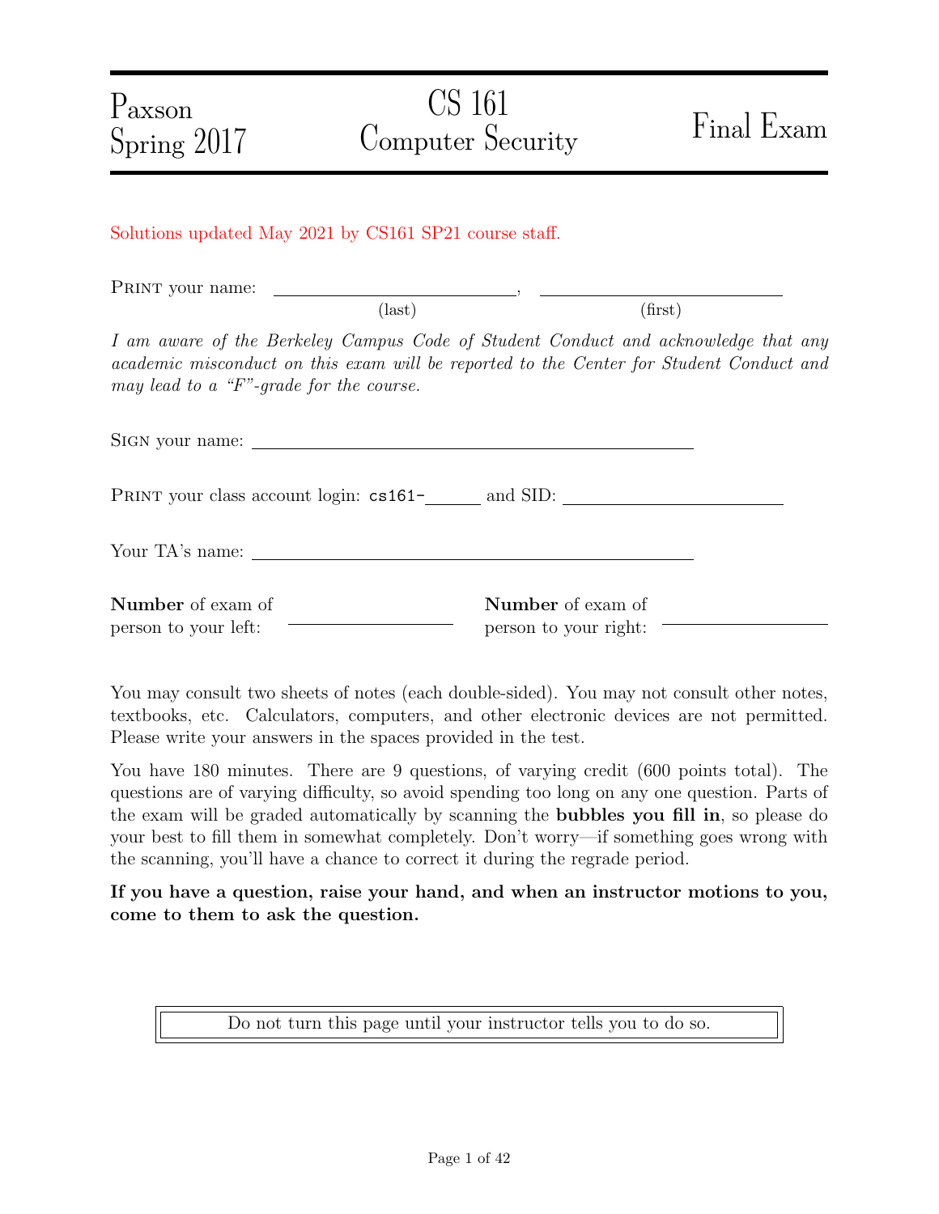Paxson
Spring 2017

# CS 161 Computer Security

# Final Exam

Solutions updated May 2021 by CS161 SP21 course staff.

PRINT your name: \_\_\_\_\_\_\_\_\_\_\_\_\_\_\_\_\_\_\_\_\_\_\_\_\_\_ (last), \_\_\_\_\_\_\_\_\_\_\_\_\_\_\_\_\_\_\_\_\_\_\_\_\_\_ (first)

*I am aware of the Berkeley Campus Code of Student Conduct and acknowledge that any academic misconduct on this exam will be reported to the Center for Student Conduct and may lead to a "F"-grade for the course.*

SIGN your name: \_\_\_\_\_\_\_\_\_\_\_\_\_\_\_\_\_\_\_\_\_\_\_\_\_\_\_\_\_\_\_\_\_\_\_\_\_\_\_\_\_\_\_\_\_\_\_\_

PRINT your class account login: `cs161-`\_\_\_\_\_\_ and SID: \_\_\_\_\_\_\_\_\_\_\_\_\_\_\_\_\_\_\_\_\_\_

Your TA's name: \_\_\_\_\_\_\_\_\_\_\_\_\_\_\_\_\_\_\_\_\_\_\_\_\_\_\_\_\_\_\_\_\_\_\_\_\_\_\_\_\_\_\_\_\_\_\_\_

**Number** of exam of person to your left: \_\_\_\_\_\_\_\_\_\_\_\_\_\_\_\_\_\_

**Number** of exam of person to your right: \_\_\_\_\_\_\_\_\_\_\_\_\_\_\_\_\_\_

You may consult two sheets of notes (each double-sided). You may not consult other notes, textbooks, etc. Calculators, computers, and other electronic devices are not permitted. Please write your answers in the spaces provided in the test.

You have 180 minutes. There are 9 questions, of varying credit (600 points total). The questions are of varying difficulty, so avoid spending too long on any one question. Parts of the exam will be graded automatically by scanning the **bubbles you fill in**, so please do your best to fill them in somewhat completely. Don't worry—if something goes wrong with the scanning, you'll have a chance to correct it during the regrade period.

**If you have a question, raise your hand, and when an instructor motions to you, come to them to ask the question.**

Do not turn this page until your instructor tells you to do so.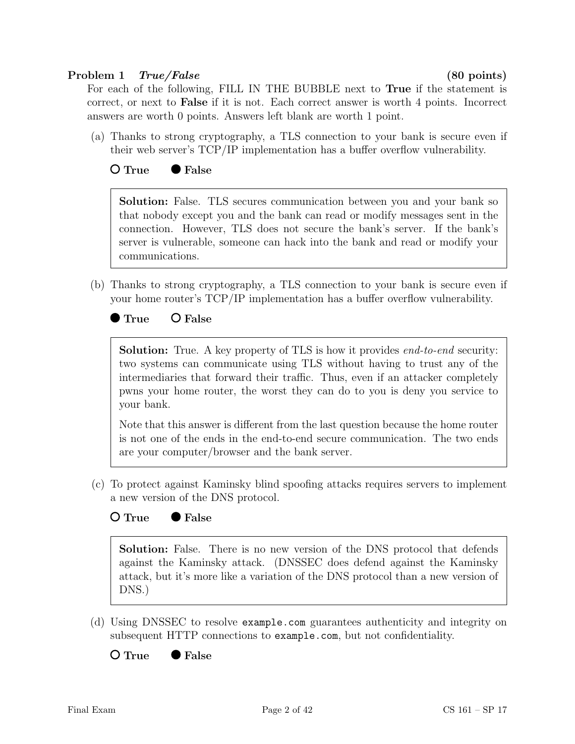**Problem 1** ***True/False*** **(80 points)**

For each of the following, FILL IN THE BUBBLE next to **True** if the statement is correct, or next to **False** if it is not. Each correct answer is worth 4 points. Incorrect answers are worth 0 points. Answers left blank are worth 1 point.

(a) Thanks to strong cryptography, a TLS connection to your bank is secure even if their web server's TCP/IP implementation has a buffer overflow vulnerability.

○ **True** ● **False**

> **Solution:** False. TLS secures communication between you and your bank so that nobody except you and the bank can read or modify messages sent in the connection. However, TLS does not secure the bank's server. If the bank's server is vulnerable, someone can hack into the bank and read or modify your communications.

(b) Thanks to strong cryptography, a TLS connection to your bank is secure even if your home router's TCP/IP implementation has a buffer overflow vulnerability.

● **True** ○ **False**

> **Solution:** True. A key property of TLS is how it provides *end-to-end* security: two systems can communicate using TLS without having to trust any of the intermediaries that forward their traffic. Thus, even if an attacker completely pwns your home router, the worst they can do to you is deny you service to your bank.
>
> Note that this answer is different from the last question because the home router is not one of the ends in the end-to-end secure communication. The two ends are your computer/browser and the bank server.

(c) To protect against Kaminsky blind spoofing attacks requires servers to implement a new version of the DNS protocol.

○ **True** ● **False**

> **Solution:** False. There is no new version of the DNS protocol that defends against the Kaminsky attack. (DNSSEC does defend against the Kaminsky attack, but it's more like a variation of the DNS protocol than a new version of DNS.)

(d) Using DNSSEC to resolve `example.com` guarantees authenticity and integrity on subsequent HTTP connections to `example.com`, but not confidentiality.

○ **True** ● **False**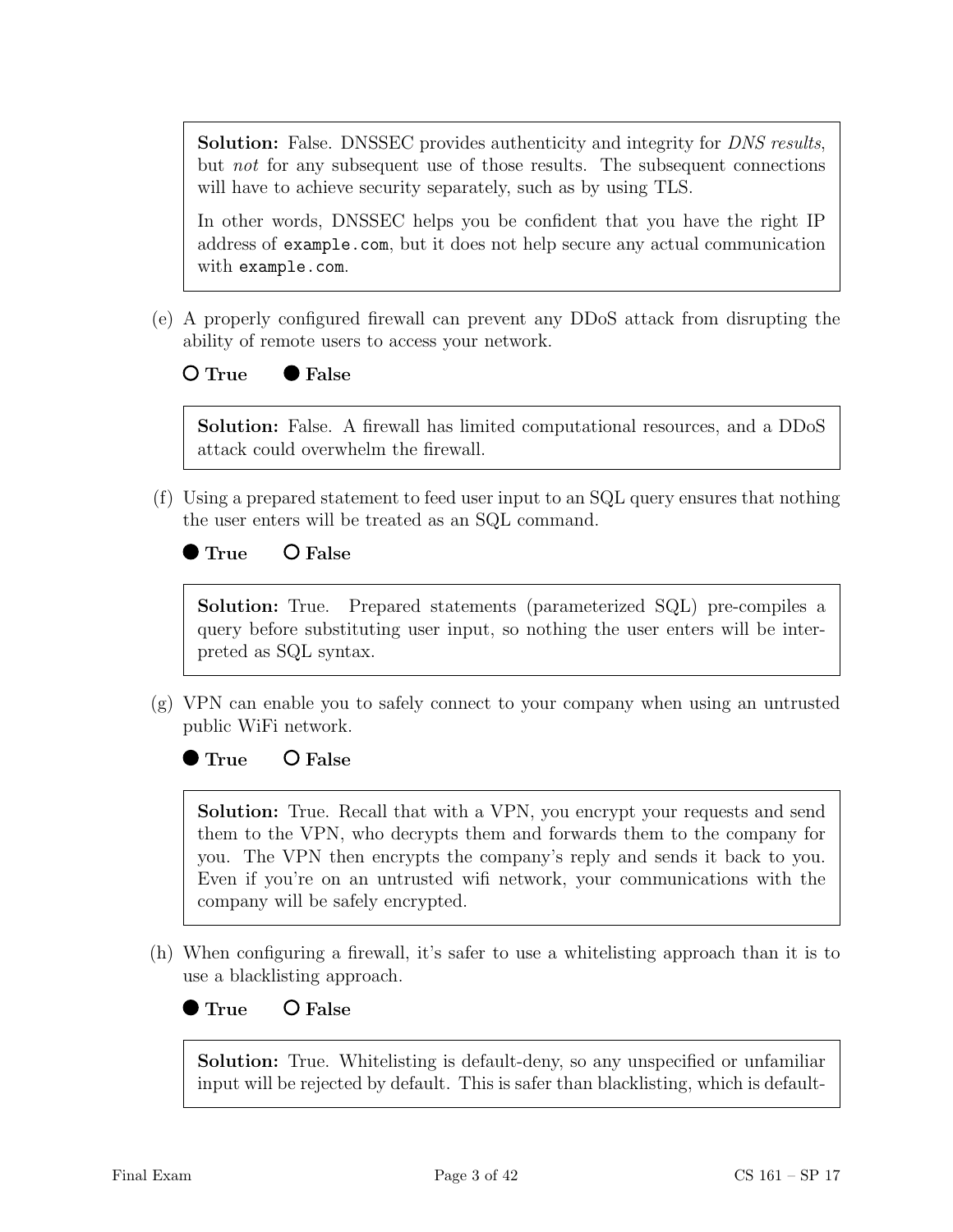**Solution:** False. DNSSEC provides authenticity and integrity for *DNS results*, but *not* for any subsequent use of those results. The subsequent connections will have to achieve security separately, such as by using TLS.

In other words, DNSSEC helps you be confident that you have the right IP address of `example.com`, but it does not help secure any actual communication with `example.com`.

(e) A properly configured firewall can prevent any DDoS attack from disrupting the ability of remote users to access your network.

○ **True** ● **False**

**Solution:** False. A firewall has limited computational resources, and a DDoS attack could overwhelm the firewall.

(f) Using a prepared statement to feed user input to an SQL query ensures that nothing the user enters will be treated as an SQL command.

● **True** ○ **False**

**Solution:** True. Prepared statements (parameterized SQL) pre-compiles a query before substituting user input, so nothing the user enters will be interpreted as SQL syntax.

(g) VPN can enable you to safely connect to your company when using an untrusted public WiFi network.

● **True** ○ **False**

**Solution:** True. Recall that with a VPN, you encrypt your requests and send them to the VPN, who decrypts them and forwards them to the company for you. The VPN then encrypts the company's reply and sends it back to you. Even if you're on an untrusted wifi network, your communications with the company will be safely encrypted.

(h) When configuring a firewall, it's safer to use a whitelisting approach than it is to use a blacklisting approach.

● **True** ○ **False**

**Solution:** True. Whitelisting is default-deny, so any unspecified or unfamiliar input will be rejected by default. This is safer than blacklisting, which is default-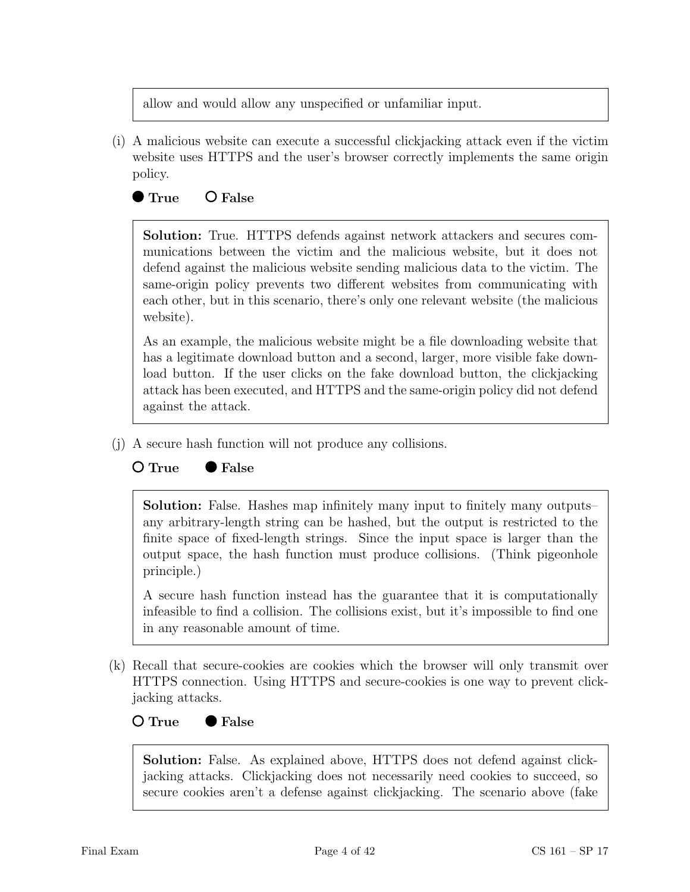allow and would allow any unspecified or unfamiliar input.

(i) A malicious website can execute a successful clickjacking attack even if the victim website uses HTTPS and the user's browser correctly implements the same origin policy.

● **True** ○ **False**

**Solution:** True. HTTPS defends against network attackers and secures communications between the victim and the malicious website, but it does not defend against the malicious website sending malicious data to the victim. The same-origin policy prevents two different websites from communicating with each other, but in this scenario, there's only one relevant website (the malicious website).

As an example, the malicious website might be a file downloading website that has a legitimate download button and a second, larger, more visible fake download button. If the user clicks on the fake download button, the clickjacking attack has been executed, and HTTPS and the same-origin policy did not defend against the attack.

(j) A secure hash function will not produce any collisions.

○ **True** ● **False**

**Solution:** False. Hashes map infinitely many input to finitely many outputs– any arbitrary-length string can be hashed, but the output is restricted to the finite space of fixed-length strings. Since the input space is larger than the output space, the hash function must produce collisions. (Think pigeonhole principle.)

A secure hash function instead has the guarantee that it is computationally infeasible to find a collision. The collisions exist, but it's impossible to find one in any reasonable amount of time.

(k) Recall that secure-cookies are cookies which the browser will only transmit over HTTPS connection. Using HTTPS and secure-cookies is one way to prevent clickjacking attacks.

○ **True** ● **False**

**Solution:** False. As explained above, HTTPS does not defend against clickjacking attacks. Clickjacking does not necessarily need cookies to succeed, so secure cookies aren't a defense against clickjacking. The scenario above (fake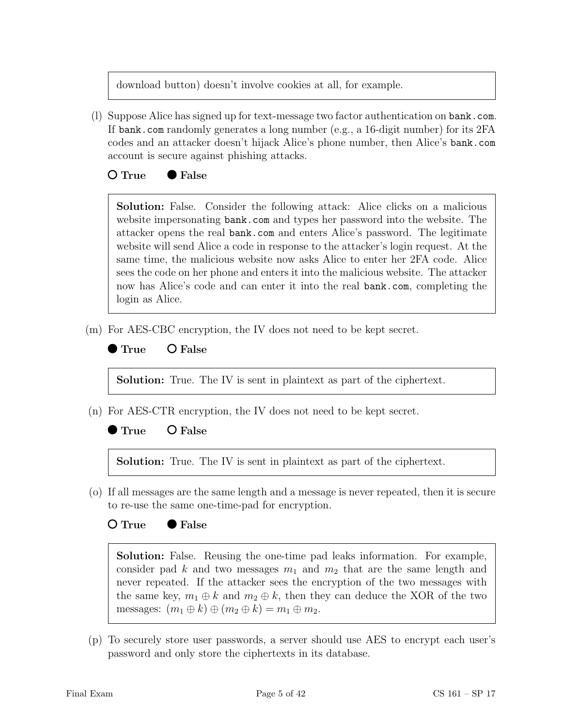download button) doesn't involve cookies at all, for example.

(l) Suppose Alice has signed up for text-message two factor authentication on `bank.com`. If `bank.com` randomly generates a long number (e.g., a 16-digit number) for its 2FA codes and an attacker doesn't hijack Alice's phone number, then Alice's `bank.com` account is secure against phishing attacks.

○ **True** ● **False**

**Solution:** False. Consider the following attack: Alice clicks on a malicious website impersonating `bank.com` and types her password into the website. The attacker opens the real `bank.com` and enters Alice's password. The legitimate website will send Alice a code in response to the attacker's login request. At the same time, the malicious website now asks Alice to enter her 2FA code. Alice sees the code on her phone and enters it into the malicious website. The attacker now has Alice's code and can enter it into the real `bank.com`, completing the login as Alice.

(m) For AES-CBC encryption, the IV does not need to be kept secret.

● **True** ○ **False**

**Solution:** True. The IV is sent in plaintext as part of the ciphertext.

(n) For AES-CTR encryption, the IV does not need to be kept secret.

● **True** ○ **False**

**Solution:** True. The IV is sent in plaintext as part of the ciphertext.

(o) If all messages are the same length and a message is never repeated, then it is secure to re-use the same one-time-pad for encryption.

○ **True** ● **False**

**Solution:** False. Reusing the one-time pad leaks information. For example, consider pad $k$ and two messages $m_1$ and $m_2$ that are the same length and never repeated. If the attacker sees the encryption of the two messages with the same key, $m_1 \oplus k$ and $m_2 \oplus k$, then they can deduce the XOR of the two messages: $(m_1 \oplus k) \oplus (m_2 \oplus k) = m_1 \oplus m_2$.

(p) To securely store user passwords, a server should use AES to encrypt each user's password and only store the ciphertexts in its database.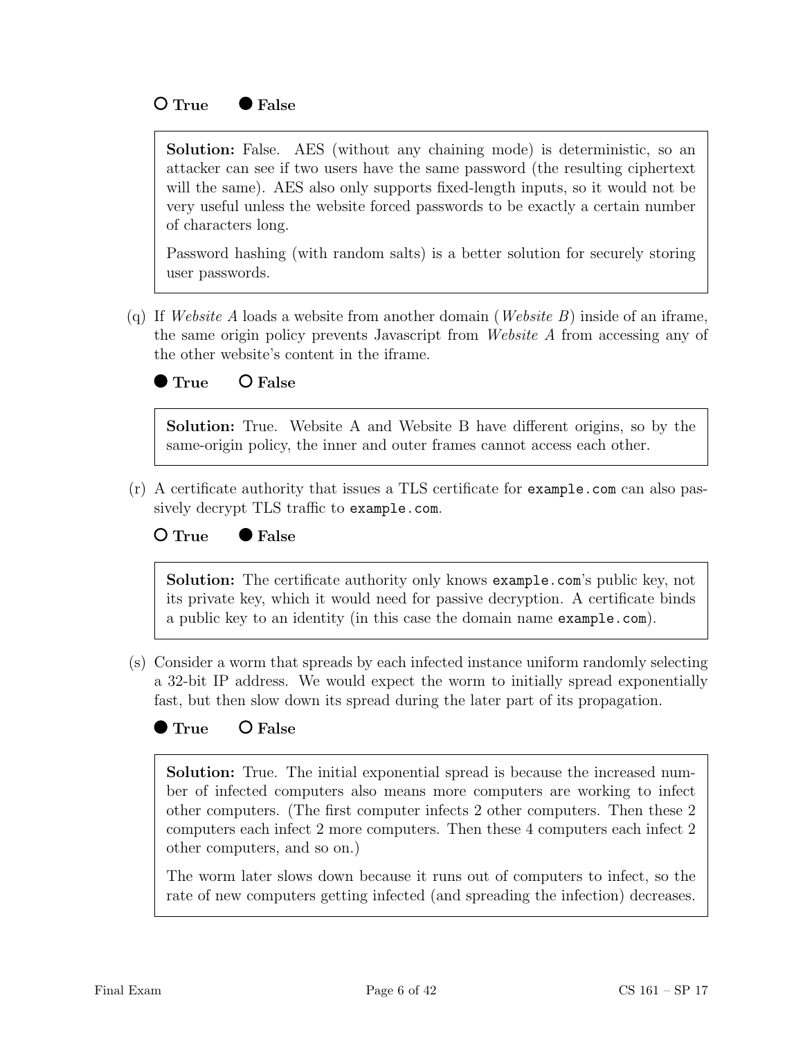○ True ● False

> **Solution:** False. AES (without any chaining mode) is deterministic, so an attacker can see if two users have the same password (the resulting ciphertext will the same). AES also only supports fixed-length inputs, so it would not be very useful unless the website forced passwords to be exactly a certain number of characters long.
>
> Password hashing (with random salts) is a better solution for securely storing user passwords.

(q) If *Website A* loads a website from another domain (*Website B*) inside of an iframe, the same origin policy prevents Javascript from *Website A* from accessing any of the other website's content in the iframe.

● True ○ False

> **Solution:** True. Website A and Website B have different origins, so by the same-origin policy, the inner and outer frames cannot access each other.

(r) A certificate authority that issues a TLS certificate for `example.com` can also passively decrypt TLS traffic to `example.com`.

○ True ● False

> **Solution:** The certificate authority only knows `example.com`'s public key, not its private key, which it would need for passive decryption. A certificate binds a public key to an identity (in this case the domain name `example.com`).

(s) Consider a worm that spreads by each infected instance uniform randomly selecting a 32-bit IP address. We would expect the worm to initially spread exponentially fast, but then slow down its spread during the later part of its propagation.

● True ○ False

> **Solution:** True. The initial exponential spread is because the increased number of infected computers also means more computers are working to infect other computers. (The first computer infects 2 other computers. Then these 2 computers each infect 2 more computers. Then these 4 computers each infect 2 other computers, and so on.)
>
> The worm later slows down because it runs out of computers to infect, so the rate of new computers getting infected (and spreading the infection) decreases.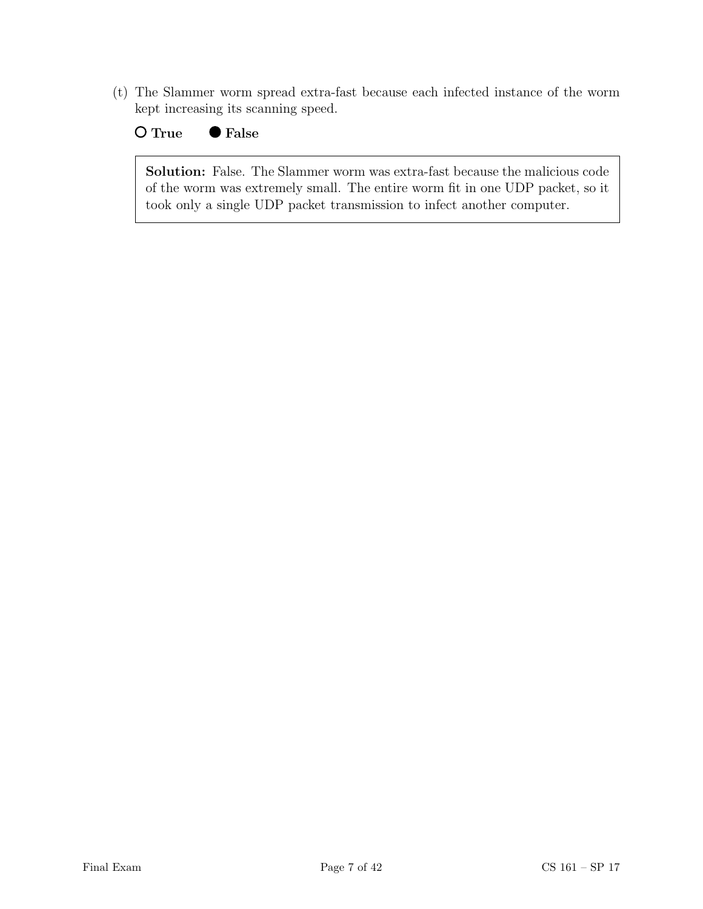(t) The Slammer worm spread extra-fast because each infected instance of the worm kept increasing its scanning speed.

○ **True** ● **False**

**Solution:** False. The Slammer worm was extra-fast because the malicious code of the worm was extremely small. The entire worm fit in one UDP packet, so it took only a single UDP packet transmission to infect another computer.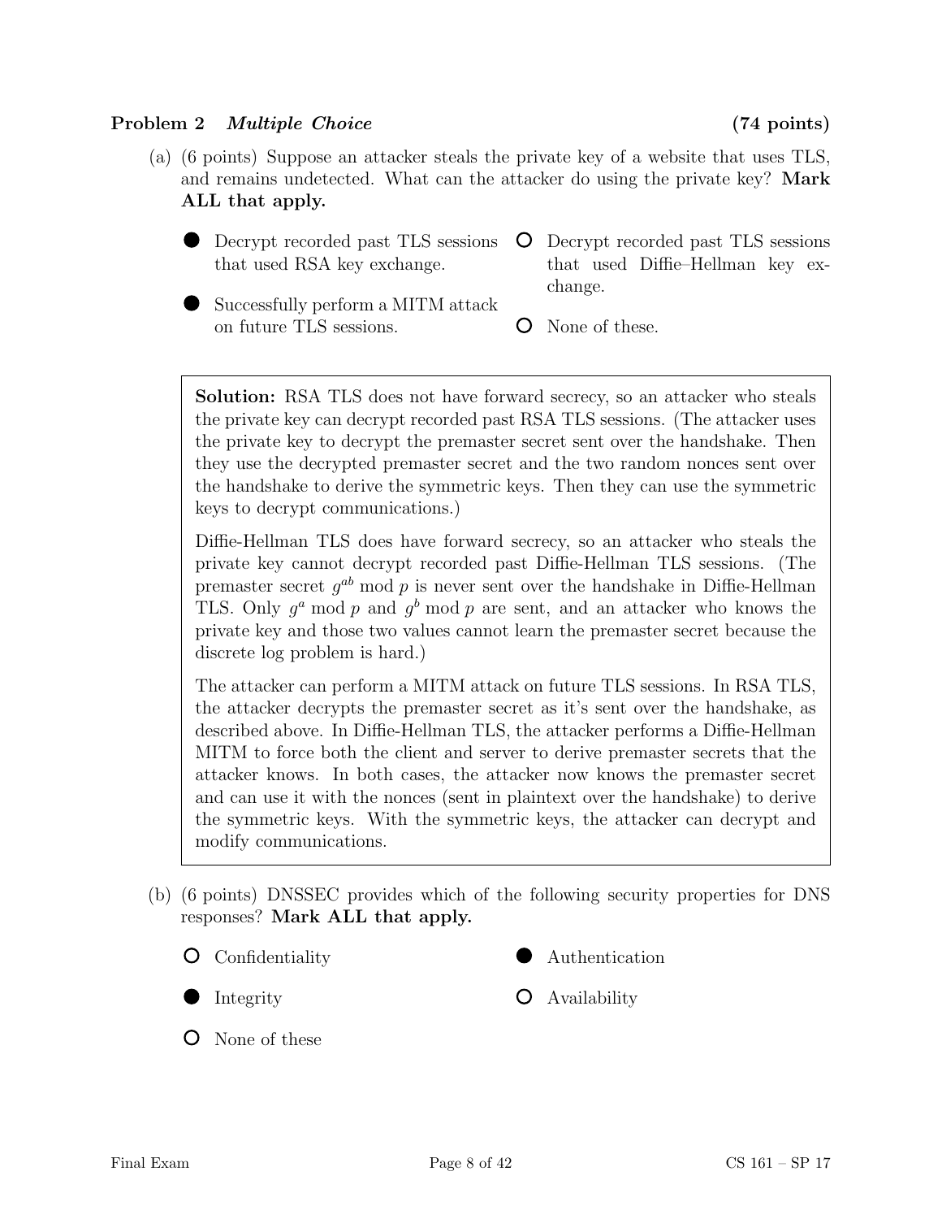## Problem 2 *Multiple Choice* (74 points)

(a) (6 points) Suppose an attacker steals the private key of a website that uses TLS, and remains undetected. What can the attacker do using the private key? **Mark ALL that apply.**

- ● Decrypt recorded past TLS sessions that used RSA key exchange.
- ● Successfully perform a MITM attack on future TLS sessions.
- ○ Decrypt recorded past TLS sessions that used Diffie–Hellman key exchange.
- ○ None of these.

> **Solution:** RSA TLS does not have forward secrecy, so an attacker who steals the private key can decrypt recorded past RSA TLS sessions. (The attacker uses the private key to decrypt the premaster secret sent over the handshake. Then they use the decrypted premaster secret and the two random nonces sent over the handshake to derive the symmetric keys. Then they can use the symmetric keys to decrypt communications.)
>
> Diffie-Hellman TLS does have forward secrecy, so an attacker who steals the private key cannot decrypt recorded past Diffie-Hellman TLS sessions. (The premaster secret $g^{ab} \bmod p$ is never sent over the handshake in Diffie-Hellman TLS. Only $g^a \bmod p$ and $g^b \bmod p$ are sent, and an attacker who knows the private key and those two values cannot learn the premaster secret because the discrete log problem is hard.)
>
> The attacker can perform a MITM attack on future TLS sessions. In RSA TLS, the attacker decrypts the premaster secret as it's sent over the handshake, as described above. In Diffie-Hellman TLS, the attacker performs a Diffie-Hellman MITM to force both the client and server to derive premaster secrets that the attacker knows. In both cases, the attacker now knows the premaster secret and can use it with the nonces (sent in plaintext over the handshake) to derive the symmetric keys. With the symmetric keys, the attacker can decrypt and modify communications.

(b) (6 points) DNSSEC provides which of the following security properties for DNS responses? **Mark ALL that apply.**

- ○ Confidentiality
- ● Authentication
- ● Integrity
- ○ Availability
- ○ None of these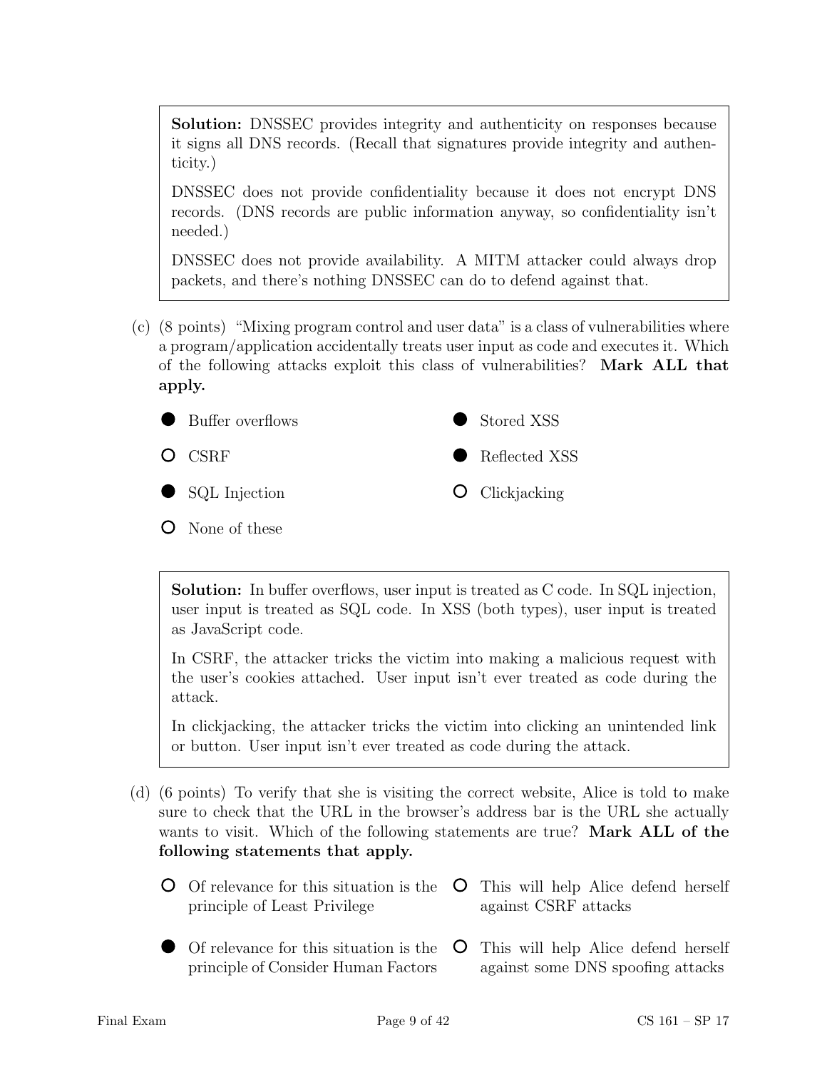**Solution:** DNSSEC provides integrity and authenticity on responses because it signs all DNS records. (Recall that signatures provide integrity and authenticity.)

DNSSEC does not provide confidentiality because it does not encrypt DNS records. (DNS records are public information anyway, so confidentiality isn't needed.)

DNSSEC does not provide availability. A MITM attacker could always drop packets, and there's nothing DNSSEC can do to defend against that.

(c) (8 points) "Mixing program control and user data" is a class of vulnerabilities where a program/application accidentally treats user input as code and executes it. Which of the following attacks exploit this class of vulnerabilities? **Mark ALL that apply.**

- ● Buffer overflows
- ○ CSRF
- ● SQL Injection
- ○ None of these
- ● Stored XSS
- ● Reflected XSS
- ○ Clickjacking

**Solution:** In buffer overflows, user input is treated as C code. In SQL injection, user input is treated as SQL code. In XSS (both types), user input is treated as JavaScript code.

In CSRF, the attacker tricks the victim into making a malicious request with the user's cookies attached. User input isn't ever treated as code during the attack.

In clickjacking, the attacker tricks the victim into clicking an unintended link or button. User input isn't ever treated as code during the attack.

(d) (6 points) To verify that she is visiting the correct website, Alice is told to make sure to check that the URL in the browser's address bar is the URL she actually wants to visit. Which of the following statements are true? **Mark ALL of the following statements that apply.**

- ○ Of relevance for this situation is the principle of Least Privilege
- ● Of relevance for this situation is the principle of Consider Human Factors
- ○ This will help Alice defend herself against CSRF attacks
- ○ This will help Alice defend herself against some DNS spoofing attacks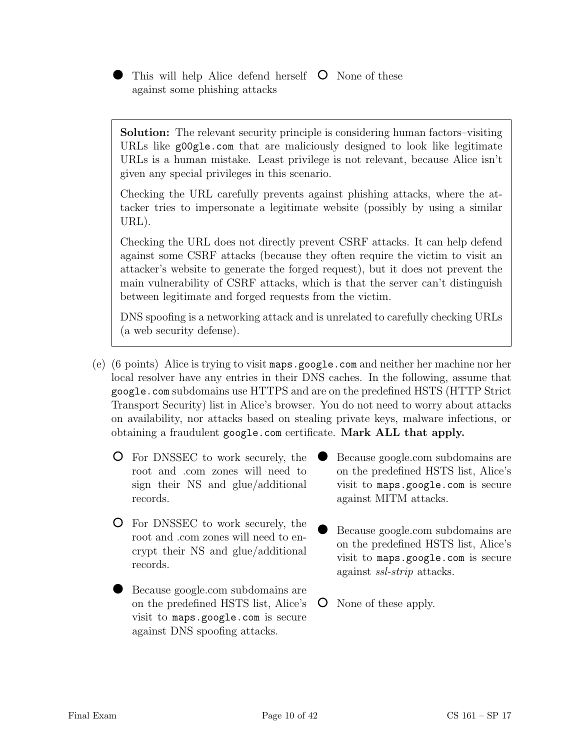- ● This will help Alice defend herself against some phishing attacks
- ○ None of these

> **Solution:** The relevant security principle is considering human factors–visiting URLs like `g00gle.com` that are maliciously designed to look like legitimate URLs is a human mistake. Least privilege is not relevant, because Alice isn't given any special privileges in this scenario.
>
> Checking the URL carefully prevents against phishing attacks, where the attacker tries to impersonate a legitimate website (possibly by using a similar URL).
>
> Checking the URL does not directly prevent CSRF attacks. It can help defend against some CSRF attacks (because they often require the victim to visit an attacker's website to generate the forged request), but it does not prevent the main vulnerability of CSRF attacks, which is that the server can't distinguish between legitimate and forged requests from the victim.
>
> DNS spoofing is a networking attack and is unrelated to carefully checking URLs (a web security defense).

(e) (6 points) Alice is trying to visit `maps.google.com` and neither her machine nor her local resolver have any entries in their DNS caches. In the following, assume that `google.com` subdomains use HTTPS and are on the predefined HSTS (HTTP Strict Transport Security) list in Alice's browser. You do not need to worry about attacks on availability, nor attacks based on stealing private keys, malware infections, or obtaining a fraudulent `google.com` certificate. **Mark ALL that apply.**

- ○ For DNSSEC to work securely, the root and .com zones will need to sign their NS and glue/additional records.
- ○ For DNSSEC to work securely, the root and .com zones will need to encrypt their NS and glue/additional records.
- ● Because google.com subdomains are on the predefined HSTS list, Alice's visit to `maps.google.com` is secure against DNS spoofing attacks.
- ● Because google.com subdomains are on the predefined HSTS list, Alice's visit to `maps.google.com` is secure against MITM attacks.
- ● Because google.com subdomains are on the predefined HSTS list, Alice's visit to `maps.google.com` is secure against *ssl-strip* attacks.
- ○ None of these apply.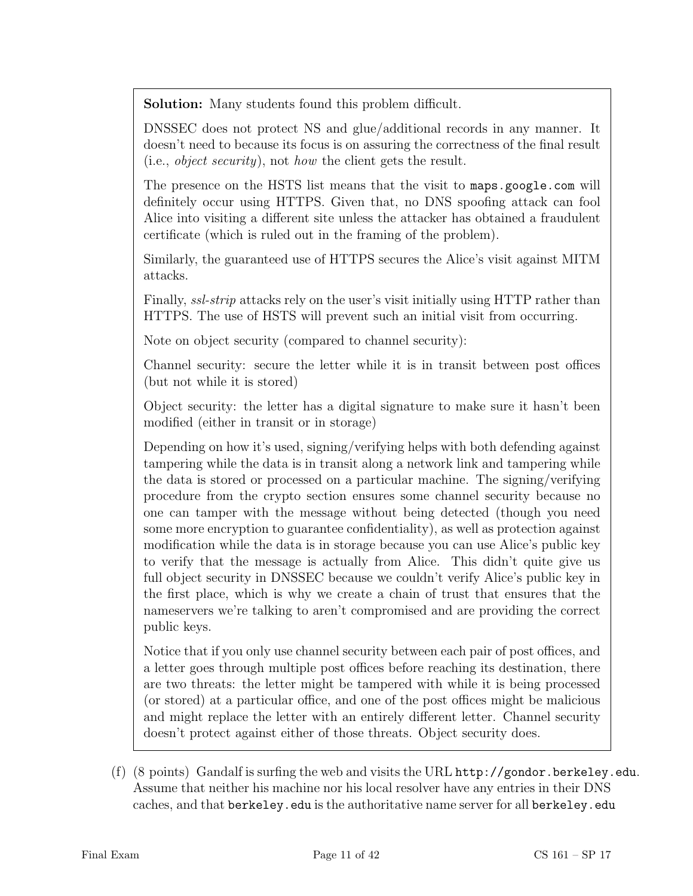**Solution:** Many students found this problem difficult.

DNSSEC does not protect NS and glue/additional records in any manner. It doesn't need to because its focus is on assuring the correctness of the final result (i.e., *object security*), not *how* the client gets the result.

The presence on the HSTS list means that the visit to `maps.google.com` will definitely occur using HTTPS. Given that, no DNS spoofing attack can fool Alice into visiting a different site unless the attacker has obtained a fraudulent certificate (which is ruled out in the framing of the problem).

Similarly, the guaranteed use of HTTPS secures the Alice's visit against MITM attacks.

Finally, *ssl-strip* attacks rely on the user's visit initially using HTTP rather than HTTPS. The use of HSTS will prevent such an initial visit from occurring.

Note on object security (compared to channel security):

Channel security: secure the letter while it is in transit between post offices (but not while it is stored)

Object security: the letter has a digital signature to make sure it hasn't been modified (either in transit or in storage)

Depending on how it's used, signing/verifying helps with both defending against tampering while the data is in transit along a network link and tampering while the data is stored or processed on a particular machine. The signing/verifying procedure from the crypto section ensures some channel security because no one can tamper with the message without being detected (though you need some more encryption to guarantee confidentiality), as well as protection against modification while the data is in storage because you can use Alice's public key to verify that the message is actually from Alice. This didn't quite give us full object security in DNSSEC because we couldn't verify Alice's public key in the first place, which is why we create a chain of trust that ensures that the nameservers we're talking to aren't compromised and are providing the correct public keys.

Notice that if you only use channel security between each pair of post offices, and a letter goes through multiple post offices before reaching its destination, there are two threats: the letter might be tampered with while it is being processed (or stored) at a particular office, and one of the post offices might be malicious and might replace the letter with an entirely different letter. Channel security doesn't protect against either of those threats. Object security does.

(f) (8 points) Gandalf is surfing the web and visits the URL `http://gondor.berkeley.edu`. Assume that neither his machine nor his local resolver have any entries in their DNS caches, and that `berkeley.edu` is the authoritative name server for all `berkeley.edu`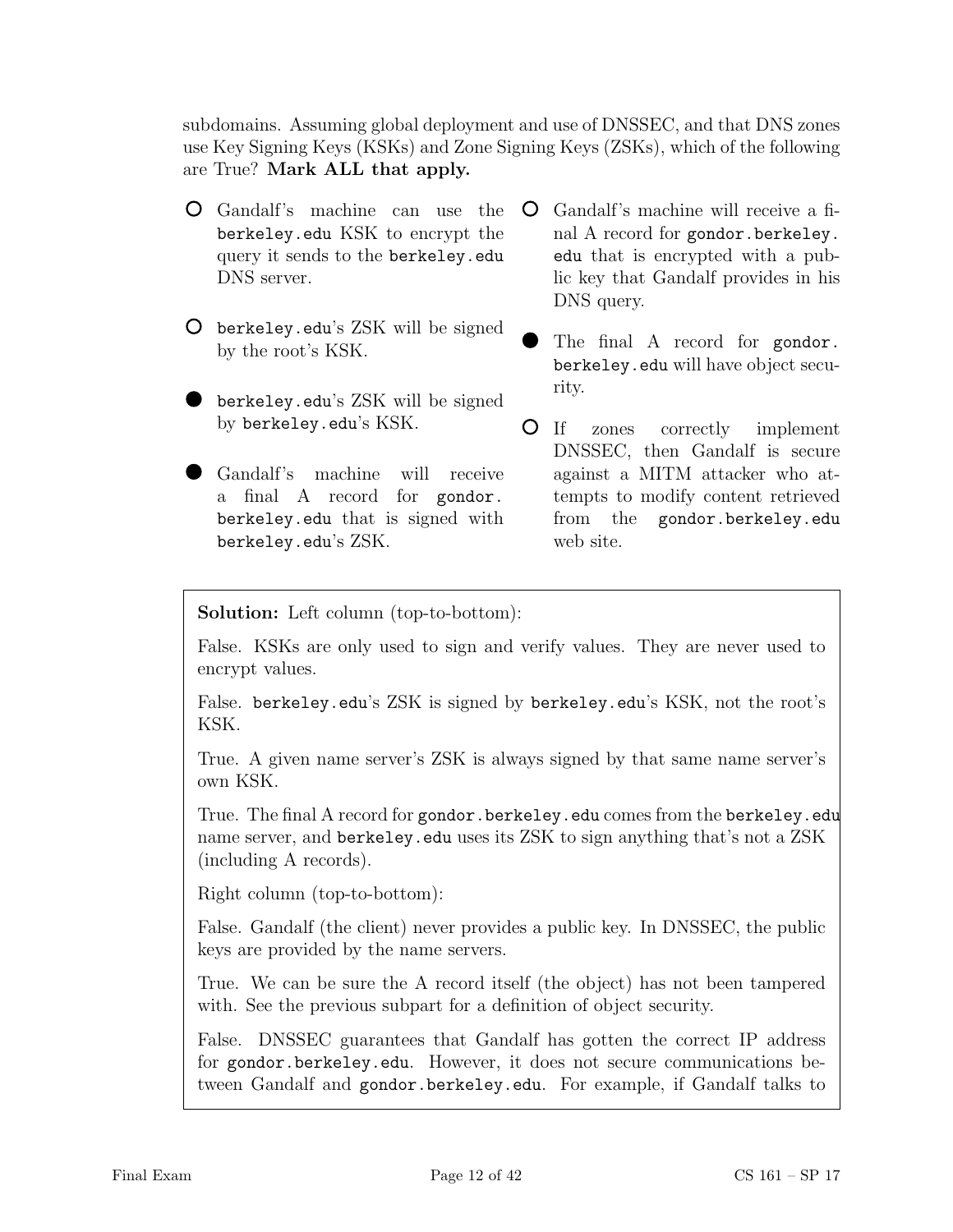subdomains. Assuming global deployment and use of DNSSEC, and that DNS zones use Key Signing Keys (KSKs) and Zone Signing Keys (ZSKs), which of the following are True? **Mark ALL that apply.**

- ○ Gandalf's machine can use the `berkeley.edu` KSK to encrypt the query it sends to the `berkeley.edu` DNS server.
- ○ `berkeley.edu`'s ZSK will be signed by the root's KSK.
- ● `berkeley.edu`'s ZSK will be signed by `berkeley.edu`'s KSK.
- ● Gandalf's machine will receive a final A record for `gondor.berkeley.edu` that is signed with `berkeley.edu`'s ZSK.
- ○ Gandalf's machine will receive a final A record for `gondor.berkeley.edu` that is encrypted with a public key that Gandalf provides in his DNS query.
- ● The final A record for `gondor.berkeley.edu` will have object security.
- ○ If zones correctly implement DNSSEC, then Gandalf is secure against a MITM attacker who attempts to modify content retrieved from the `gondor.berkeley.edu` web site.

**Solution:** Left column (top-to-bottom):

False. KSKs are only used to sign and verify values. They are never used to encrypt values.

False. `berkeley.edu`'s ZSK is signed by `berkeley.edu`'s KSK, not the root's KSK.

True. A given name server's ZSK is always signed by that same name server's own KSK.

True. The final A record for `gondor.berkeley.edu` comes from the `berkeley.edu` name server, and `berkeley.edu` uses its ZSK to sign anything that's not a ZSK (including A records).

Right column (top-to-bottom):

False. Gandalf (the client) never provides a public key. In DNSSEC, the public keys are provided by the name servers.

True. We can be sure the A record itself (the object) has not been tampered with. See the previous subpart for a definition of object security.

False. DNSSEC guarantees that Gandalf has gotten the correct IP address for `gondor.berkeley.edu`. However, it does not secure communications between Gandalf and `gondor.berkeley.edu`. For example, if Gandalf talks to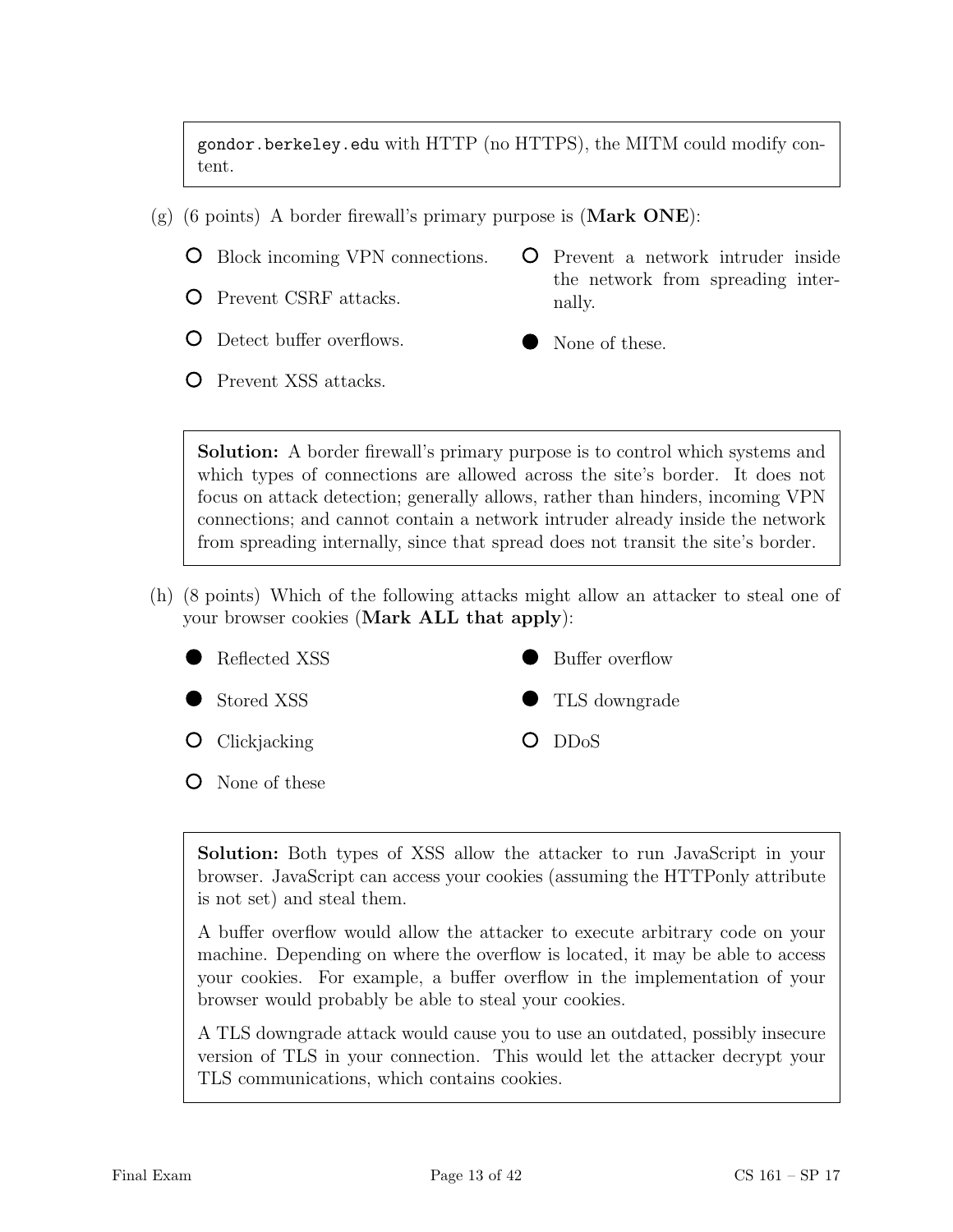gondor.berkeley.edu with HTTP (no HTTPS), the MITM could modify content.

(g) (6 points) A border firewall's primary purpose is (**Mark ONE**):

- ○ Block incoming VPN connections.
- ○ Prevent CSRF attacks.
- ○ Detect buffer overflows.
- ○ Prevent XSS attacks.
- ○ Prevent a network intruder inside the network from spreading internally.
- ● None of these.

**Solution:** A border firewall's primary purpose is to control which systems and which types of connections are allowed across the site's border. It does not focus on attack detection; generally allows, rather than hinders, incoming VPN connections; and cannot contain a network intruder already inside the network from spreading internally, since that spread does not transit the site's border.

(h) (8 points) Which of the following attacks might allow an attacker to steal one of your browser cookies (**Mark ALL that apply**):

- ● Reflected XSS
- ● Stored XSS
- ○ Clickjacking
- ○ None of these
- ● Buffer overflow
- ● TLS downgrade
- ○ DDoS

**Solution:** Both types of XSS allow the attacker to run JavaScript in your browser. JavaScript can access your cookies (assuming the HTTPonly attribute is not set) and steal them.

A buffer overflow would allow the attacker to execute arbitrary code on your machine. Depending on where the overflow is located, it may be able to access your cookies. For example, a buffer overflow in the implementation of your browser would probably be able to steal your cookies.

A TLS downgrade attack would cause you to use an outdated, possibly insecure version of TLS in your connection. This would let the attacker decrypt your TLS communications, which contains cookies.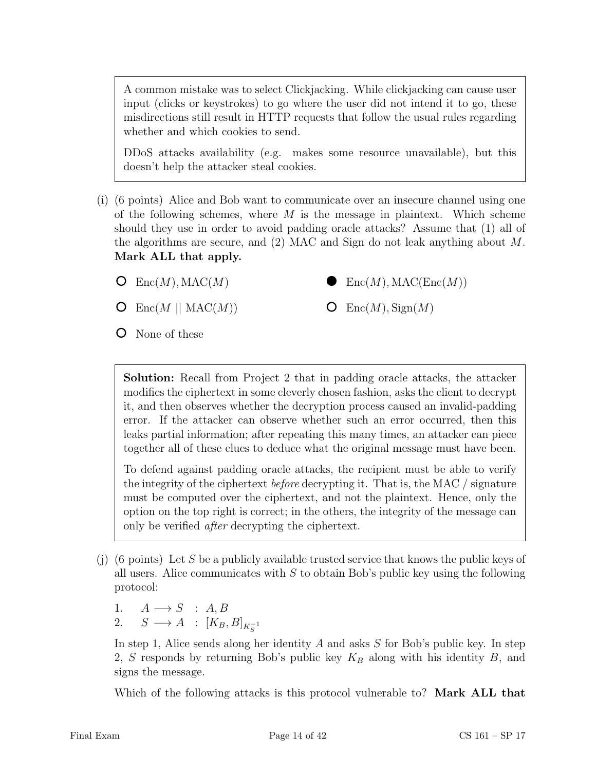A common mistake was to select Clickjacking. While clickjacking can cause user input (clicks or keystrokes) to go where the user did not intend it to go, these misdirections still result in HTTP requests that follow the usual rules regarding whether and which cookies to send.

DDoS attacks availability (e.g. makes some resource unavailable), but this doesn't help the attacker steal cookies.

(i) (6 points) Alice and Bob want to communicate over an insecure channel using one of the following schemes, where $M$ is the message in plaintext. Which scheme should they use in order to avoid padding oracle attacks? Assume that (1) all of the algorithms are secure, and (2) MAC and Sign do not leak anything about $M$. **Mark ALL that apply.**

- ○ $\text{Enc}(M), \text{MAC}(M)$
- ● $\text{Enc}(M), \text{MAC}(\text{Enc}(M))$
- ○ $\text{Enc}(M \mid\mid \text{MAC}(M))$
- ○ $\text{Enc}(M), \text{Sign}(M)$
- ○ None of these

**Solution:** Recall from Project 2 that in padding oracle attacks, the attacker modifies the ciphertext in some cleverly chosen fashion, asks the client to decrypt it, and then observes whether the decryption process caused an invalid-padding error. If the attacker can observe whether such an error occurred, then this leaks partial information; after repeating this many times, an attacker can piece together all of these clues to deduce what the original message must have been.

To defend against padding oracle attacks, the recipient must be able to verify the integrity of the ciphertext *before* decrypting it. That is, the MAC / signature must be computed over the ciphertext, and not the plaintext. Hence, only the option on the top right is correct; in the others, the integrity of the message can only be verified *after* decrypting the ciphertext.

(j) (6 points) Let $S$ be a publicly available trusted service that knows the public keys of all users. Alice communicates with $S$ to obtain Bob's public key using the following protocol:

1. $A \longrightarrow S \ : \ A, B$
2. $S \longrightarrow A \ : \ [K_B, B]_{K_S^{-1}}$

In step 1, Alice sends along her identity $A$ and asks $S$ for Bob's public key. In step 2, $S$ responds by returning Bob's public key $K_B$ along with his identity $B$, and signs the message.

Which of the following attacks is this protocol vulnerable to? **Mark ALL that**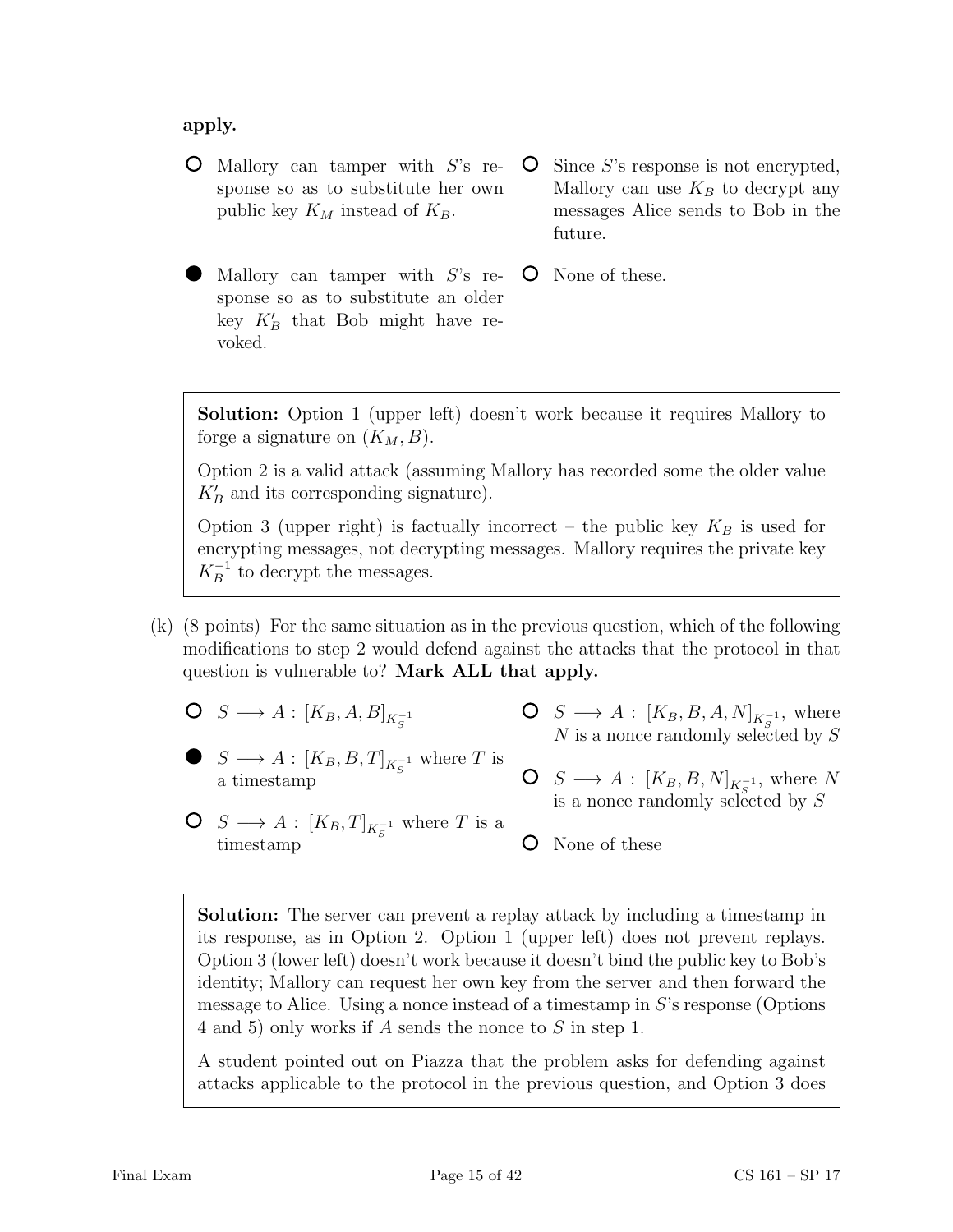**apply.**

- ○ Mallory can tamper with $S$'s response so as to substitute her own public key $K_M$ instead of $K_B$.
- ● Mallory can tamper with $S$'s response so as to substitute an older key $K'_B$ that Bob might have revoked.
- ○ Since $S$'s response is not encrypted, Mallory can use $K_B$ to decrypt any messages Alice sends to Bob in the future.
- ○ None of these.

> **Solution:** Option 1 (upper left) doesn't work because it requires Mallory to forge a signature on $(K_M, B)$.
>
> Option 2 is a valid attack (assuming Mallory has recorded some the older value $K'_B$ and its corresponding signature).
>
> Option 3 (upper right) is factually incorrect – the public key $K_B$ is used for encrypting messages, not decrypting messages. Mallory requires the private key $K_B^{-1}$ to decrypt the messages.

(k) (8 points) For the same situation as in the previous question, which of the following modifications to step 2 would defend against the attacks that the protocol in that question is vulnerable to? **Mark ALL that apply.**

- ○ $S \longrightarrow A : [K_B, A, B]_{K_S^{-1}}$
- ● $S \longrightarrow A : [K_B, B, T]_{K_S^{-1}}$ where $T$ is a timestamp
- ○ $S \longrightarrow A : [K_B, T]_{K_S^{-1}}$ where $T$ is a timestamp
- ○ $S \longrightarrow A : [K_B, B, A, N]_{K_S^{-1}}$, where $N$ is a nonce randomly selected by $S$
- ○ $S \longrightarrow A : [K_B, B, N]_{K_S^{-1}}$, where $N$ is a nonce randomly selected by $S$
- ○ None of these

> **Solution:** The server can prevent a replay attack by including a timestamp in its response, as in Option 2. Option 1 (upper left) does not prevent replays. Option 3 (lower left) doesn't work because it doesn't bind the public key to Bob's identity; Mallory can request her own key from the server and then forward the message to Alice. Using a nonce instead of a timestamp in $S$'s response (Options 4 and 5) only works if $A$ sends the nonce to $S$ in step 1.
>
> A student pointed out on Piazza that the problem asks for defending against attacks applicable to the protocol in the previous question, and Option 3 does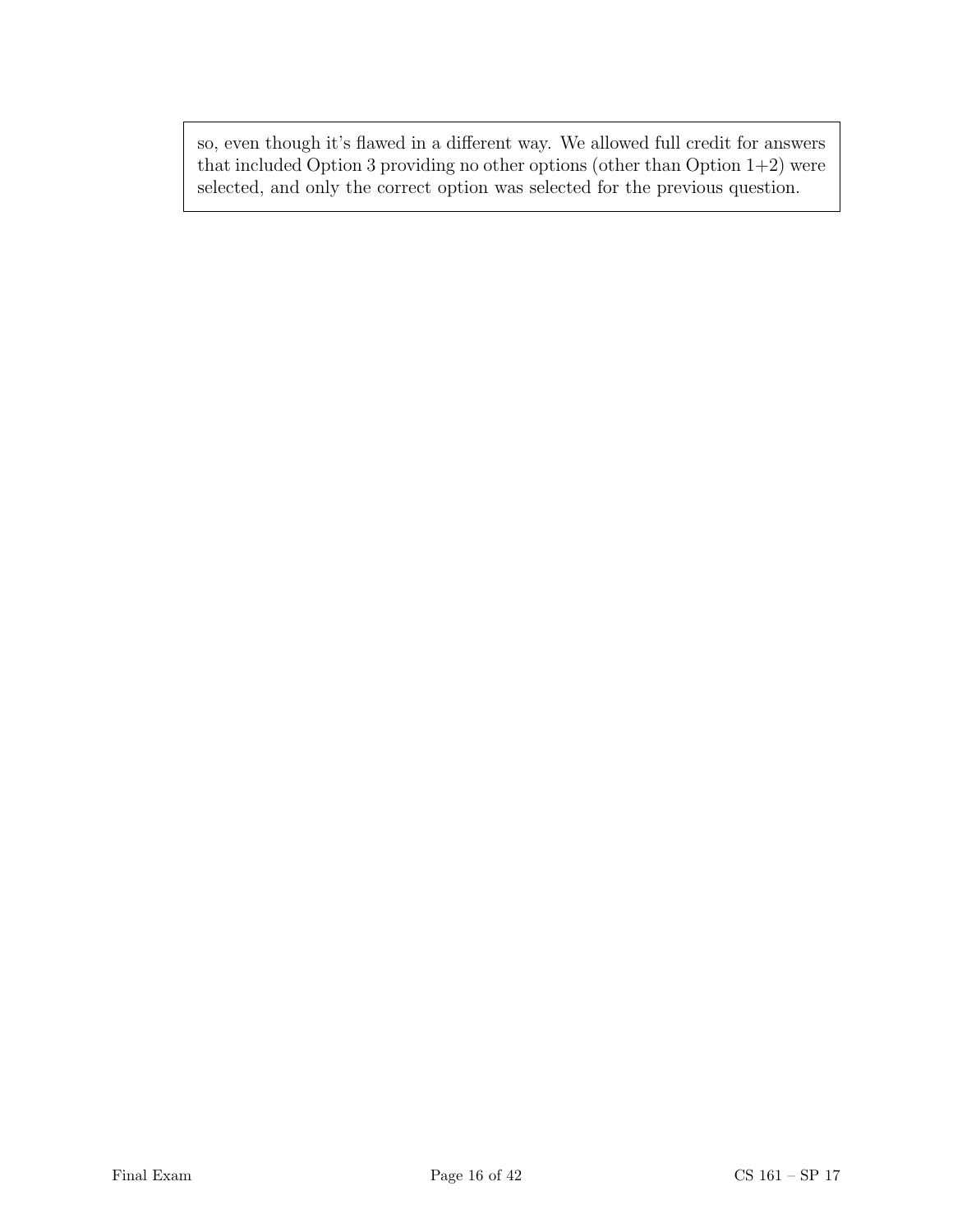so, even though it's flawed in a different way. We allowed full credit for answers that included Option 3 providing no other options (other than Option 1+2) were selected, and only the correct option was selected for the previous question.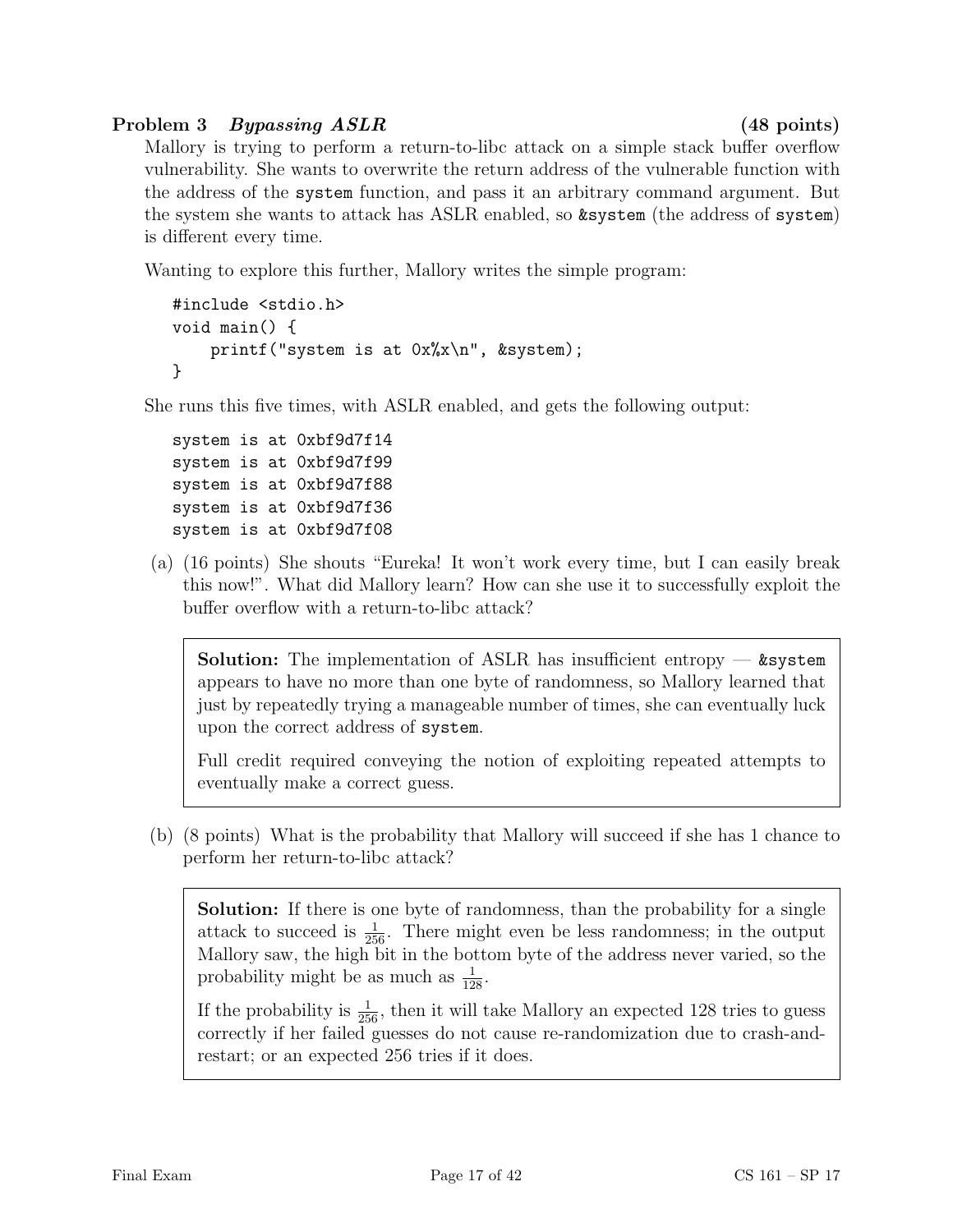## Problem 3 *Bypassing ASLR* (48 points)

Mallory is trying to perform a return-to-libc attack on a simple stack buffer overflow vulnerability. She wants to overwrite the return address of the vulnerable function with the address of the `system` function, and pass it an arbitrary command argument. But the system she wants to attack has ASLR enabled, so `&system` (the address of `system`) is different every time.

Wanting to explore this further, Mallory writes the simple program:

```
#include <stdio.h>
void main() {
    printf("system is at 0x%x\n", &system);
}
```

She runs this five times, with ASLR enabled, and gets the following output:

```
system is at 0xbf9d7f14
system is at 0xbf9d7f99
system is at 0xbf9d7f88
system is at 0xbf9d7f36
system is at 0xbf9d7f08
```

(a) (16 points) She shouts "Eureka! It won't work every time, but I can easily break this now!". What did Mallory learn? How can she use it to successfully exploit the buffer overflow with a return-to-libc attack?

> **Solution:** The implementation of ASLR has insufficient entropy — `&system` appears to have no more than one byte of randomness, so Mallory learned that just by repeatedly trying a manageable number of times, she can eventually luck upon the correct address of `system`.
>
> Full credit required conveying the notion of exploiting repeated attempts to eventually make a correct guess.

(b) (8 points) What is the probability that Mallory will succeed if she has 1 chance to perform her return-to-libc attack?

> **Solution:** If there is one byte of randomness, than the probability for a single attack to succeed is $\frac{1}{256}$. There might even be less randomness; in the output Mallory saw, the high bit in the bottom byte of the address never varied, so the probability might be as much as $\frac{1}{128}$.
>
> If the probability is $\frac{1}{256}$, then it will take Mallory an expected 128 tries to guess correctly if her failed guesses do not cause re-randomization due to crash-and-restart; or an expected 256 tries if it does.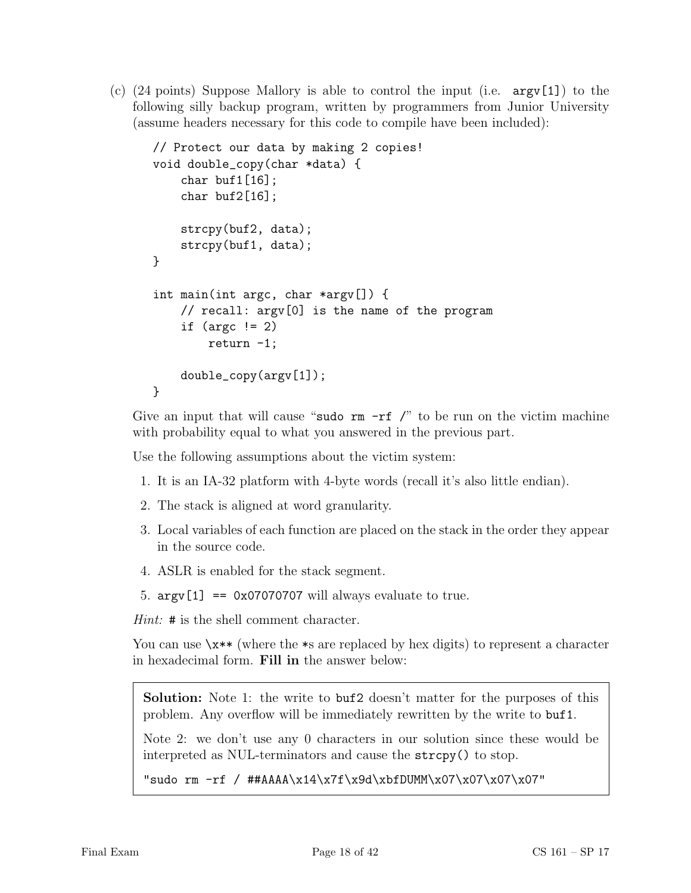(c) (24 points) Suppose Mallory is able to control the input (i.e. `argv[1]`) to the following silly backup program, written by programmers from Junior University (assume headers necessary for this code to compile have been included):

```
// Protect our data by making 2 copies!
void double_copy(char *data) {
    char buf1[16];
    char buf2[16];

    strcpy(buf2, data);
    strcpy(buf1, data);
}

int main(int argc, char *argv[]) {
    // recall: argv[0] is the name of the program
    if (argc != 2)
        return -1;

    double_copy(argv[1]);
}
```

Give an input that will cause "`sudo rm -rf /`" to be run on the victim machine with probability equal to what you answered in the previous part.

Use the following assumptions about the victim system:

1. It is an IA-32 platform with 4-byte words (recall it's also little endian).
2. The stack is aligned at word granularity.
3. Local variables of each function are placed on the stack in the order they appear in the source code.
4. ASLR is enabled for the stack segment.
5. `argv[1] == 0x07070707` will always evaluate to true.

*Hint:* `#` is the shell comment character.

You can use `\x**` (where the *s are replaced by hex digits) to represent a character in hexadecimal form. **Fill in** the answer below:

**Solution:** Note 1: the write to `buf2` doesn't matter for the purposes of this problem. Any overflow will be immediately rewritten by the write to `buf1`.

Note 2: we don't use any 0 characters in our solution since these would be interpreted as NUL-terminators and cause the `strcpy()` to stop.

`"sudo rm -rf / ##AAAA\x14\x7f\x9d\xbfDUMM\x07\x07\x07\x07"`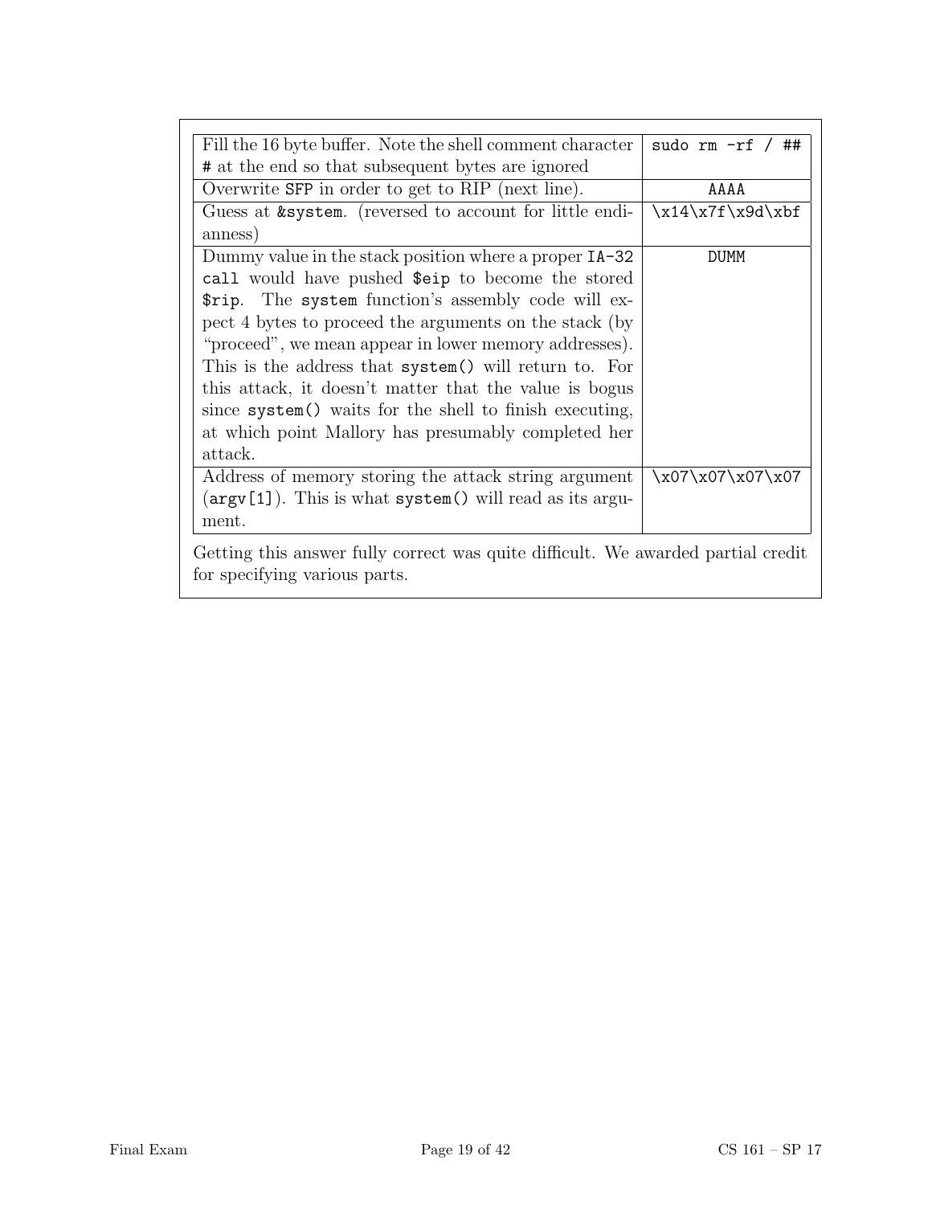| | |
|---|---|
| Fill the 16 byte buffer. Note the shell comment character `#` at the end so that subsequent bytes are ignored | `sudo rm -rf / ##` |
| Overwrite `SFP` in order to get to RIP (next line). | `AAAA` |
| Guess at `&system`. (reversed to account for little endianness) | `\x14\x7f\x9d\xbf` |
| Dummy value in the stack position where a proper `IA-32 call` would have pushed `$eip` to become the stored `$rip`. The `system` function's assembly code will expect 4 bytes to proceed the arguments on the stack (by "proceed", we mean appear in lower memory addresses). This is the address that `system()` will return to. For this attack, it doesn't matter that the value is bogus since `system()` waits for the shell to finish executing, at which point Mallory has presumably completed her attack. | `DUMM` |
| Address of memory storing the attack string argument (`argv[1]`). This is what `system()` will read as its argument. | `\x07\x07\x07\x07` |

Getting this answer fully correct was quite difficult. We awarded partial credit for specifying various parts.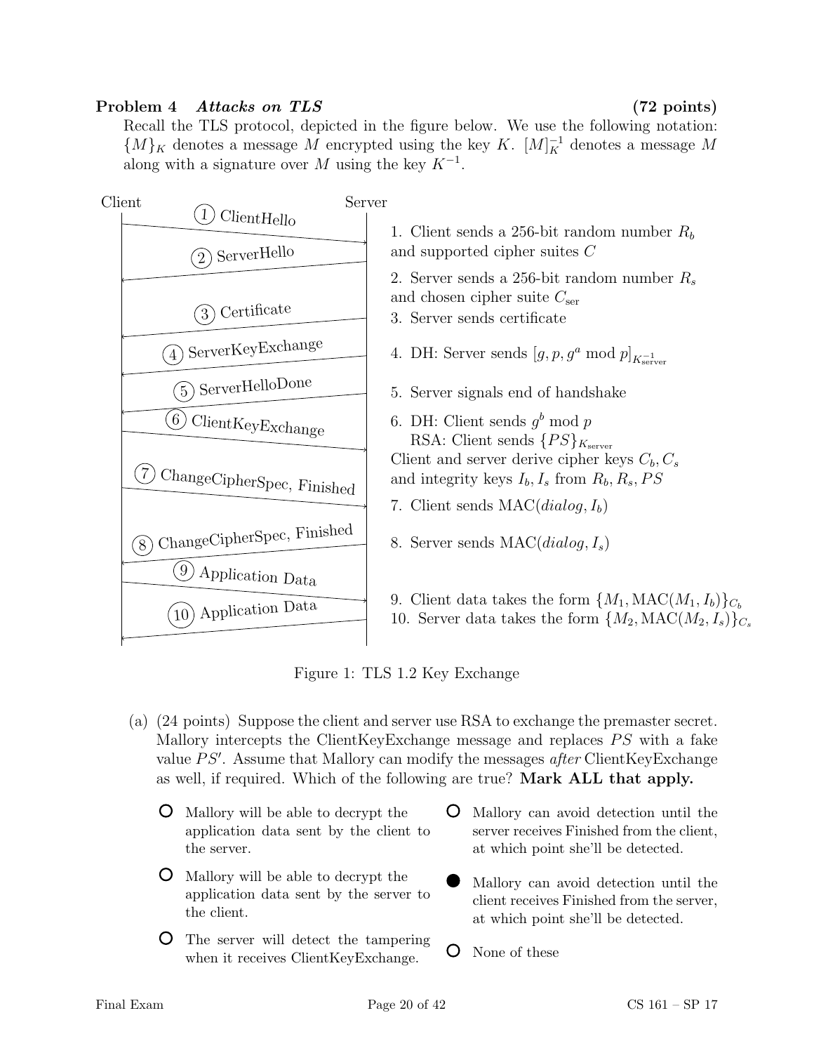## Problem 4 *Attacks on TLS* (72 points)

Recall the TLS protocol, depicted in the figure below. We use the following notation: $\{M\}_K$ denotes a message $M$ encrypted using the key $K$. $[M]_K^{-1}$ denotes a message $M$ along with a signature over $M$ using the key $K^{-1}$.

Client → Server: 1 ClientHello
Server → Client: 2 ServerHello
Server → Client: 3 Certificate
Server → Client: 4 ServerKeyExchange
Server → Client: 5 ServerHelloDone
Client → Server: 6 ClientKeyExchange
Client → Server: 7 ChangeCipherSpec, Finished
Server → Client: 8 ChangeCipherSpec, Finished
Client → Server: 9 Application Data
Server → Client: 10 Application Data

1. Client sends a 256-bit random number $R_b$ and supported cipher suites $C$
2. Server sends a 256-bit random number $R_s$ and chosen cipher suite $C_{\text{ser}}$
3. Server sends certificate
4. DH: Server sends $[g, p, g^a \bmod p]_{K_{\text{server}}^{-1}}$
5. Server signals end of handshake
6. DH: Client sends $g^b \bmod p$
   RSA: Client sends $\{PS\}_{K_{\text{server}}}$
   Client and server derive cipher keys $C_b, C_s$ and integrity keys $I_b, I_s$ from $R_b, R_s, PS$
7. Client sends $\text{MAC}(dialog, I_b)$
8. Server sends $\text{MAC}(dialog, I_s)$
9. Client data takes the form $\{M_1, \text{MAC}(M_1, I_b)\}_{C_b}$
10. Server data takes the form $\{M_2, \text{MAC}(M_2, I_s)\}_{C_s}$

Figure 1: TLS 1.2 Key Exchange

(a) (24 points) Suppose the client and server use RSA to exchange the premaster secret. Mallory intercepts the ClientKeyExchange message and replaces $PS$ with a fake value $PS'$. Assume that Mallory can modify the messages *after* ClientKeyExchange as well, if required. Which of the following are true? **Mark ALL that apply.**

- ○ Mallory will be able to decrypt the application data sent by the client to the server.
- ○ Mallory will be able to decrypt the application data sent by the server to the client.
- ○ The server will detect the tampering when it receives ClientKeyExchange.
- ○ Mallory can avoid detection until the server receives Finished from the client, at which point she'll be detected.
- ● Mallory can avoid detection until the client receives Finished from the server, at which point she'll be detected.
- ○ None of these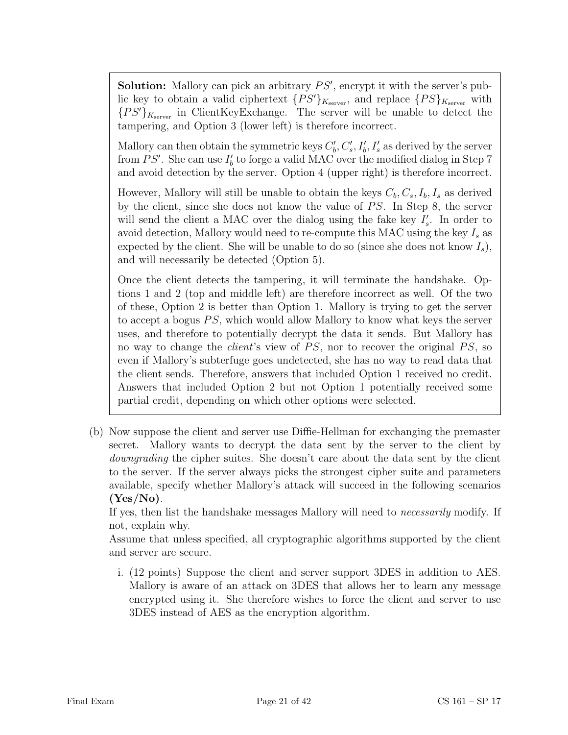**Solution:** Mallory can pick an arbitrary $PS'$, encrypt it with the server's public key to obtain a valid ciphertext $\{PS'\}_{K_{\text{server}}}$, and replace $\{PS\}_{K_{\text{server}}}$ with $\{PS'\}_{K_{\text{server}}}$ in ClientKeyExchange. The server will be unable to detect the tampering, and Option 3 (lower left) is therefore incorrect.

Mallory can then obtain the symmetric keys $C'_b, C'_s, I'_b, I'_s$ as derived by the server from $PS'$. She can use $I'_b$ to forge a valid MAC over the modified dialog in Step 7 and avoid detection by the server. Option 4 (upper right) is therefore incorrect.

However, Mallory will still be unable to obtain the keys $C_b, C_s, I_b, I_s$ as derived by the client, since she does not know the value of $PS$. In Step 8, the server will send the client a MAC over the dialog using the fake key $I'_s$. In order to avoid detection, Mallory would need to re-compute this MAC using the key $I_s$ as expected by the client. She will be unable to do so (since she does not know $I_s$), and will necessarily be detected (Option 5).

Once the client detects the tampering, it will terminate the handshake. Options 1 and 2 (top and middle left) are therefore incorrect as well. Of the two of these, Option 2 is better than Option 1. Mallory is trying to get the server to accept a bogus $PS$, which would allow Mallory to know what keys the server uses, and therefore to potentially decrypt the data it sends. But Mallory has no way to change the *client*'s view of $PS$, nor to recover the original $PS$, so even if Mallory's subterfuge goes undetected, she has no way to read data that the client sends. Therefore, answers that included Option 1 received no credit. Answers that included Option 2 but not Option 1 potentially received some partial credit, depending on which other options were selected.

(b) Now suppose the client and server use Diffie-Hellman for exchanging the premaster secret. Mallory wants to decrypt the data sent by the server to the client by *downgrading* the cipher suites. She doesn't care about the data sent by the client to the server. If the server always picks the strongest cipher suite and parameters available, specify whether Mallory's attack will succeed in the following scenarios **(Yes/No)**.

If yes, then list the handshake messages Mallory will need to *necessarily* modify. If not, explain why.

Assume that unless specified, all cryptographic algorithms supported by the client and server are secure.

i. (12 points) Suppose the client and server support 3DES in addition to AES. Mallory is aware of an attack on 3DES that allows her to learn any message encrypted using it. She therefore wishes to force the client and server to use 3DES instead of AES as the encryption algorithm.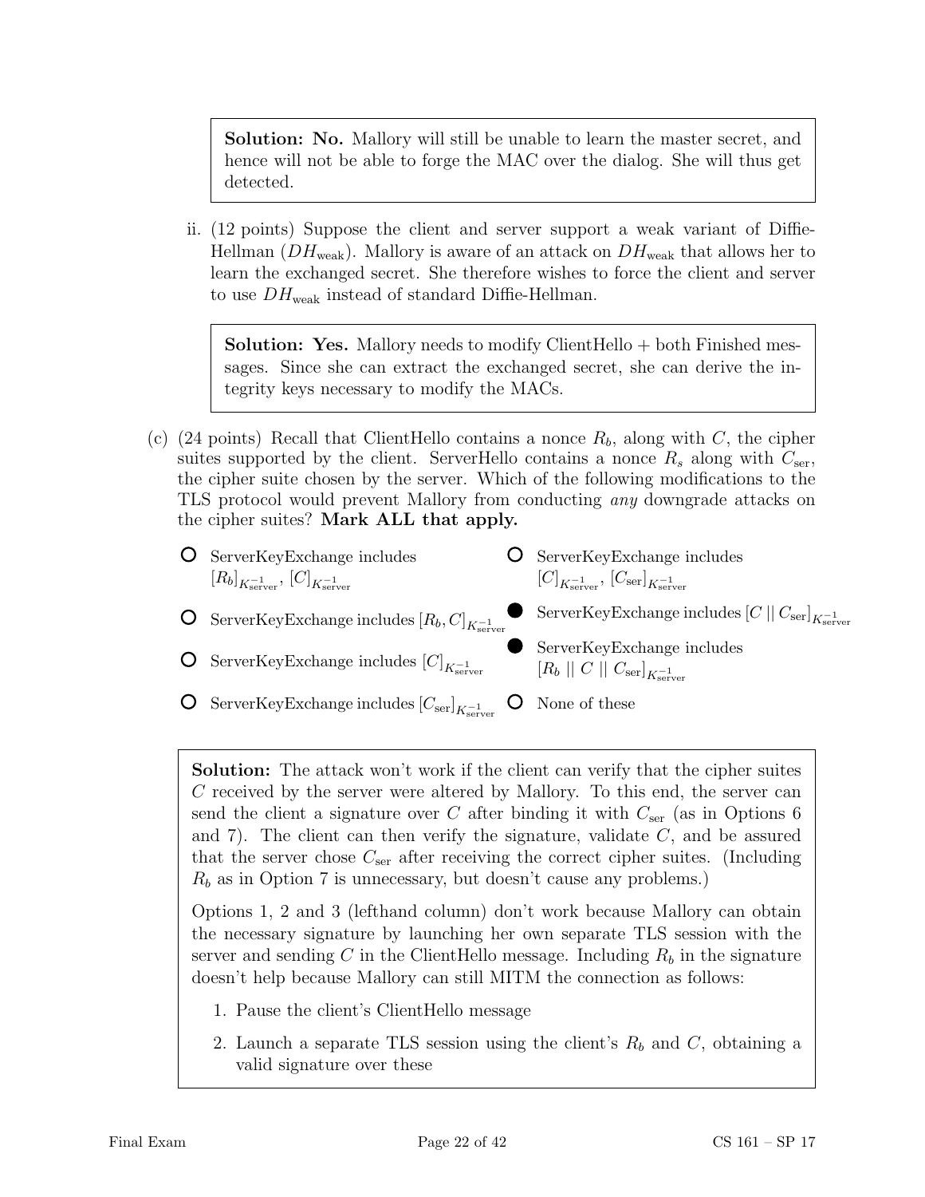> **Solution: No.** Mallory will still be unable to learn the master secret, and hence will not be able to forge the MAC over the dialog. She will thus get detected.

ii. (12 points) Suppose the client and server support a weak variant of Diffie-Hellman ($DH_{\text{weak}}$). Mallory is aware of an attack on $DH_{\text{weak}}$ that allows her to learn the exchanged secret. She therefore wishes to force the client and server to use $DH_{\text{weak}}$ instead of standard Diffie-Hellman.

> **Solution: Yes.** Mallory needs to modify ClientHello + both Finished messages. Since she can extract the exchanged secret, she can derive the integrity keys necessary to modify the MACs.

(c) (24 points) Recall that ClientHello contains a nonce $R_b$, along with $C$, the cipher suites supported by the client. ServerHello contains a nonce $R_s$ along with $C_{\text{ser}}$, the cipher suite chosen by the server. Which of the following modifications to the TLS protocol would prevent Mallory from conducting *any* downgrade attacks on the cipher suites? **Mark ALL that apply.**

- ○ ServerKeyExchange includes $[R_b]_{K^{-1}_{\text{server}}}$, $[C]_{K^{-1}_{\text{server}}}$
- ○ ServerKeyExchange includes $[R_b, C]_{K^{-1}_{\text{server}}}$
- ○ ServerKeyExchange includes $[C]_{K^{-1}_{\text{server}}}$
- ○ ServerKeyExchange includes $[C_{\text{ser}}]_{K^{-1}_{\text{server}}}$
- ○ ServerKeyExchange includes $[C]_{K^{-1}_{\text{server}}}$, $[C_{\text{ser}}]_{K^{-1}_{\text{server}}}$
- ● ServerKeyExchange includes $[C \mid\mid C_{\text{ser}}]_{K^{-1}_{\text{server}}}$
- ● ServerKeyExchange includes $[R_b \mid\mid C \mid\mid C_{\text{ser}}]_{K^{-1}_{\text{server}}}$
- ○ None of these

> **Solution:** The attack won't work if the client can verify that the cipher suites $C$ received by the server were altered by Mallory. To this end, the server can send the client a signature over $C$ after binding it with $C_{\text{ser}}$ (as in Options 6 and 7). The client can then verify the signature, validate $C$, and be assured that the server chose $C_{\text{ser}}$ after receiving the correct cipher suites. (Including $R_b$ as in Option 7 is unnecessary, but doesn't cause any problems.)
>
> Options 1, 2 and 3 (lefthand column) don't work because Mallory can obtain the necessary signature by launching her own separate TLS session with the server and sending $C$ in the ClientHello message. Including $R_b$ in the signature doesn't help because Mallory can still MITM the connection as follows:
>
> 1. Pause the client's ClientHello message
> 2. Launch a separate TLS session using the client's $R_b$ and $C$, obtaining a valid signature over these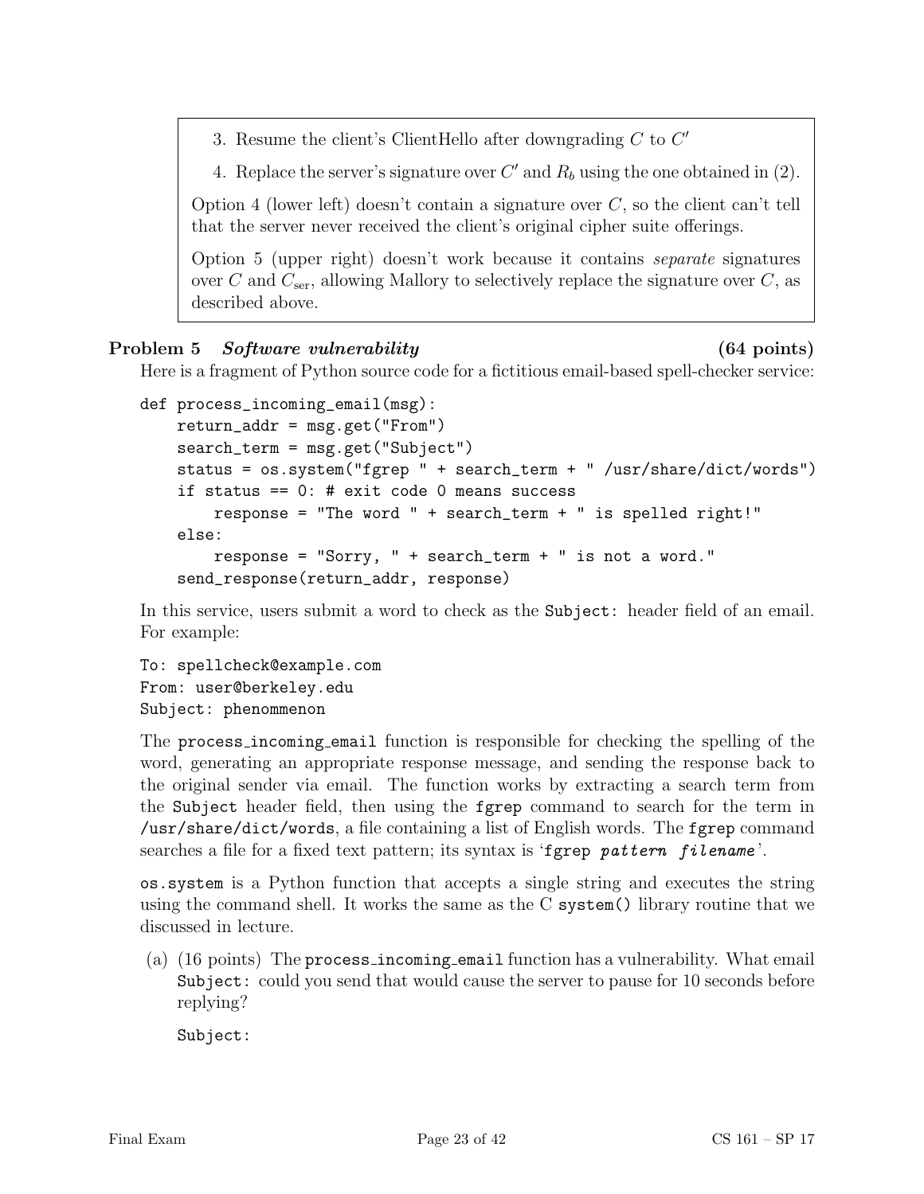3. Resume the client's ClientHello after downgrading $C$ to $C'$
4. Replace the server's signature over $C'$ and $R_b$ using the one obtained in (2).

Option 4 (lower left) doesn't contain a signature over $C$, so the client can't tell that the server never received the client's original cipher suite offerings.

Option 5 (upper right) doesn't work because it contains *separate* signatures over $C$ and $C_{\text{ser}}$, allowing Mallory to selectively replace the signature over $C$, as described above.

**Problem 5** ***Software vulnerability*** **(64 points)**

Here is a fragment of Python source code for a fictitious email-based spell-checker service:

```
def process_incoming_email(msg):
    return_addr = msg.get("From")
    search_term = msg.get("Subject")
    status = os.system("fgrep " + search_term + " /usr/share/dict/words")
    if status == 0: # exit code 0 means success
        response = "The word " + search_term + " is spelled right!"
    else:
        response = "Sorry, " + search_term + " is not a word."
    send_response(return_addr, response)
```

In this service, users submit a word to check as the `Subject:` header field of an email. For example:

```
To: spellcheck@example.com
From: user@berkeley.edu
Subject: phenommenon
```

The `process_incoming_email` function is responsible for checking the spelling of the word, generating an appropriate response message, and sending the response back to the original sender via email. The function works by extracting a search term from the `Subject` header field, then using the `fgrep` command to search for the term in `/usr/share/dict/words`, a file containing a list of English words. The `fgrep` command searches a file for a fixed text pattern; its syntax is '`fgrep` *`pattern filename`*'.

`os.system` is a Python function that accepts a single string and executes the string using the command shell. It works the same as the C `system()` library routine that we discussed in lecture.

(a) (16 points) The `process_incoming_email` function has a vulnerability. What email `Subject:` could you send that would cause the server to pause for 10 seconds before replying?

`Subject:`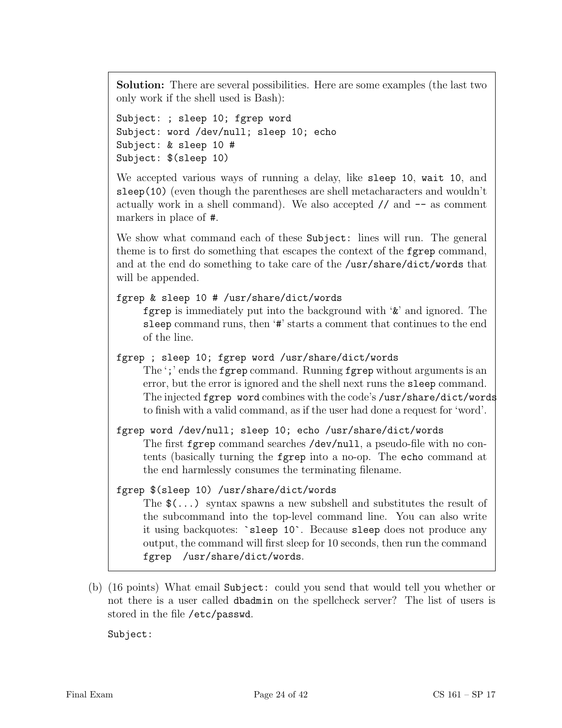**Solution:** There are several possibilities. Here are some examples (the last two only work if the shell used is Bash):

```
Subject: ; sleep 10; fgrep word
Subject: word /dev/null; sleep 10; echo
Subject: & sleep 10 #
Subject: $(sleep 10)
```

We accepted various ways of running a delay, like `sleep 10`, `wait 10`, and `sleep(10)` (even though the parentheses are shell metacharacters and wouldn't actually work in a shell command). We also accepted `//` and `--` as comment markers in place of `#`.

We show what command each of these `Subject:` lines will run. The general theme is to first do something that escapes the context of the `fgrep` command, and at the end do something to take care of the `/usr/share/dict/words` that will be appended.

`fgrep & sleep 10 # /usr/share/dict/words`
: `fgrep` is immediately put into the background with '`&`' and ignored. The `sleep` command runs, then '`#`' starts a comment that continues to the end of the line.

`fgrep ; sleep 10; fgrep word /usr/share/dict/words`
: The '`;`' ends the `fgrep` command. Running `fgrep` without arguments is an error, but the error is ignored and the shell next runs the `sleep` command. The injected `fgrep word` combines with the code's `/usr/share/dict/words` to finish with a valid command, as if the user had done a request for 'word'.

`fgrep word /dev/null; sleep 10; echo /usr/share/dict/words`
: The first `fgrep` command searches `/dev/null`, a pseudo-file with no contents (basically turning the `fgrep` into a no-op. The `echo` command at the end harmlessly consumes the terminating filename.

`fgrep $(sleep 10) /usr/share/dict/words`
: The `$(...)` syntax spawns a new subshell and substitutes the result of the subcommand into the top-level command line. You can also write it using backquotes: `` `sleep 10` ``. Because `sleep` does not produce any output, the command will first sleep for 10 seconds, then run the command `fgrep  /usr/share/dict/words`.

(b) (16 points) What email `Subject:` could you send that would tell you whether or not there is a user called `dbadmin` on the spellcheck server? The list of users is stored in the file `/etc/passwd`.

Subject: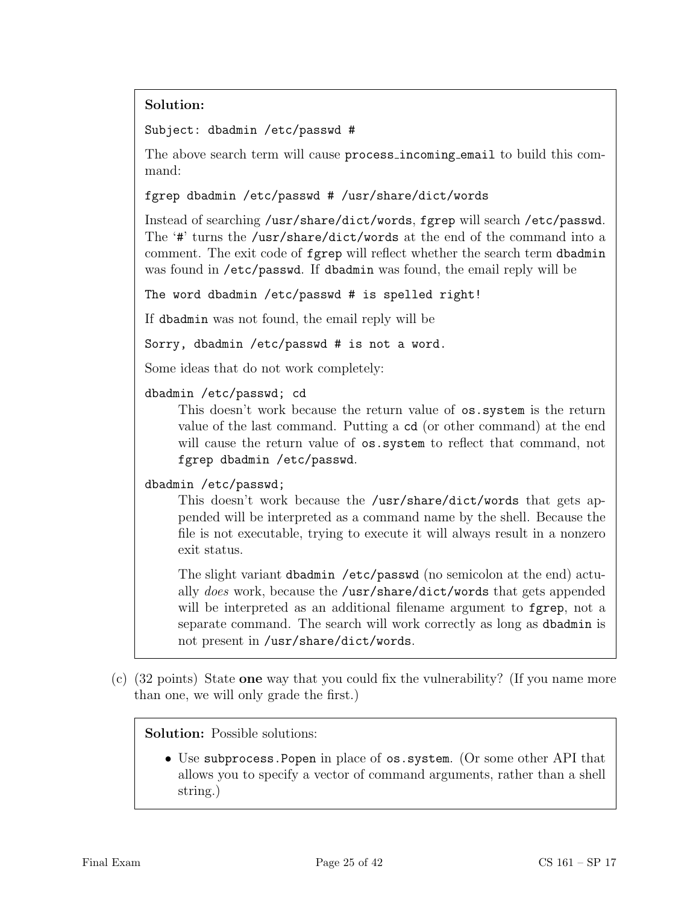**Solution:**

```
Subject: dbadmin /etc/passwd #
```

The above search term will cause process_incoming_email to build this command:

```
fgrep dbadmin /etc/passwd # /usr/share/dict/words
```

Instead of searching /usr/share/dict/words, fgrep will search /etc/passwd. The '#' turns the /usr/share/dict/words at the end of the command into a comment. The exit code of fgrep will reflect whether the search term dbadmin was found in /etc/passwd. If dbadmin was found, the email reply will be

```
The word dbadmin /etc/passwd # is spelled right!
```

If dbadmin was not found, the email reply will be

```
Sorry, dbadmin /etc/passwd # is not a word.
```

Some ideas that do not work completely:

`dbadmin /etc/passwd; cd`

This doesn't work because the return value of os.system is the return value of the last command. Putting a cd (or other command) at the end will cause the return value of os.system to reflect that command, not fgrep dbadmin /etc/passwd.

`dbadmin /etc/passwd;`

This doesn't work because the /usr/share/dict/words that gets appended will be interpreted as a command name by the shell. Because the file is not executable, trying to execute it will always result in a nonzero exit status.

The slight variant dbadmin /etc/passwd (no semicolon at the end) actually *does* work, because the /usr/share/dict/words that gets appended will be interpreted as an additional filename argument to fgrep, not a separate command. The search will work correctly as long as dbadmin is not present in /usr/share/dict/words.

(c) (32 points) State **one** way that you could fix the vulnerability? (If you name more than one, we will only grade the first.)

**Solution:** Possible solutions:

- Use subprocess.Popen in place of os.system. (Or some other API that allows you to specify a vector of command arguments, rather than a shell string.)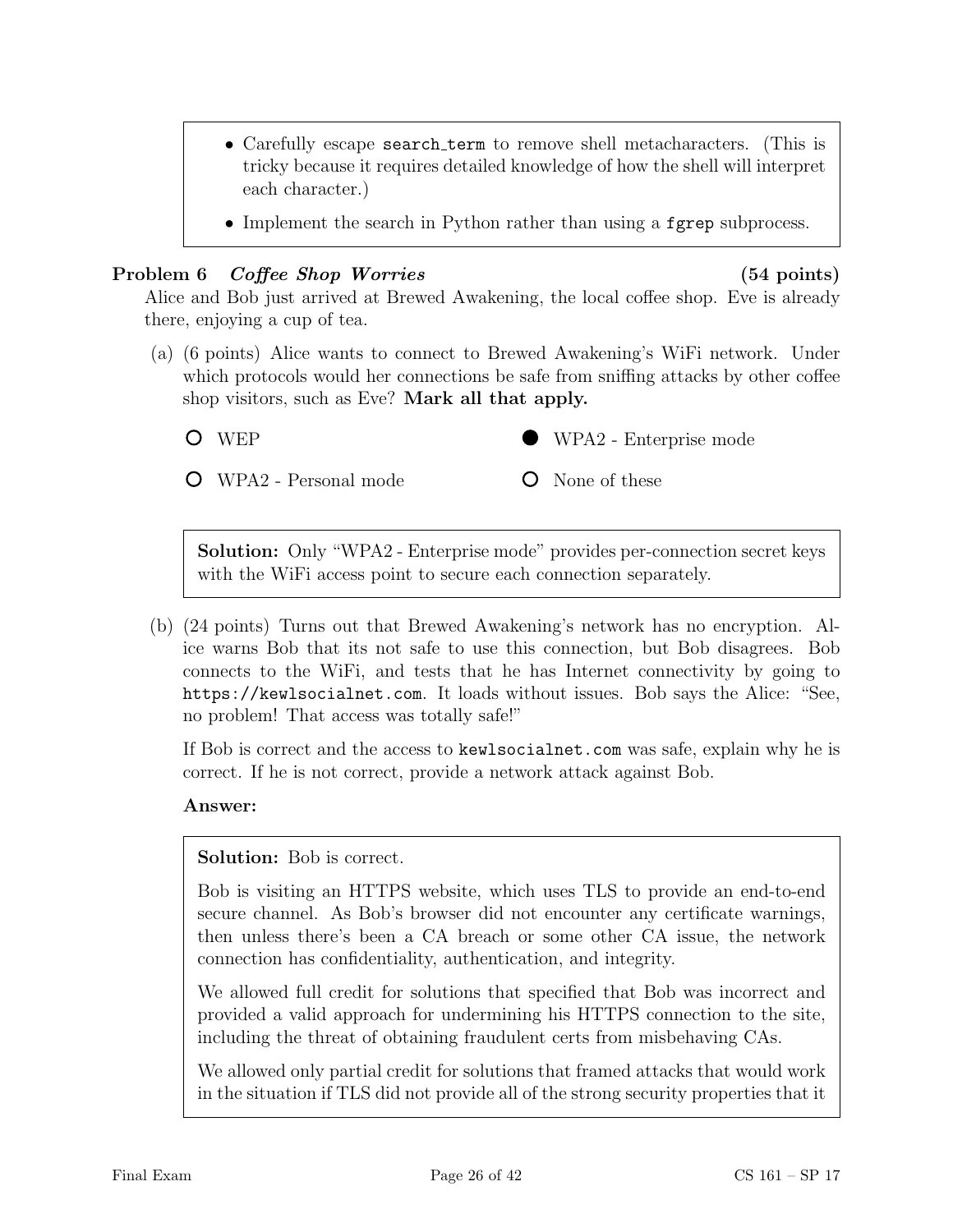- Carefully escape search_term to remove shell metacharacters. (This is tricky because it requires detailed knowledge of how the shell will interpret each character.)
- Implement the search in Python rather than using a `fgrep` subprocess.

## Problem 6 *Coffee Shop Worries* (54 points)

Alice and Bob just arrived at Brewed Awakening, the local coffee shop. Eve is already there, enjoying a cup of tea.

(a) (6 points) Alice wants to connect to Brewed Awakening's WiFi network. Under which protocols would her connections be safe from sniffing attacks by other coffee shop visitors, such as Eve? **Mark all that apply.**

- ○ WEP
- ● WPA2 - Enterprise mode
- ○ WPA2 - Personal mode
- ○ None of these

> **Solution:** Only "WPA2 - Enterprise mode" provides per-connection secret keys with the WiFi access point to secure each connection separately.

(b) (24 points) Turns out that Brewed Awakening's network has no encryption. Alice warns Bob that its not safe to use this connection, but Bob disagrees. Bob connects to the WiFi, and tests that he has Internet connectivity by going to `https://kewlsocialnet.com`. It loads without issues. Bob says the Alice: "See, no problem! That access was totally safe!"

If Bob is correct and the access to `kewlsocialnet.com` was safe, explain why he is correct. If he is not correct, provide a network attack against Bob.

**Answer:**

> **Solution:** Bob is correct.
>
> Bob is visiting an HTTPS website, which uses TLS to provide an end-to-end secure channel. As Bob's browser did not encounter any certificate warnings, then unless there's been a CA breach or some other CA issue, the network connection has confidentiality, authentication, and integrity.
>
> We allowed full credit for solutions that specified that Bob was incorrect and provided a valid approach for undermining his HTTPS connection to the site, including the threat of obtaining fraudulent certs from misbehaving CAs.
>
> We allowed only partial credit for solutions that framed attacks that would work in the situation if TLS did not provide all of the strong security properties that it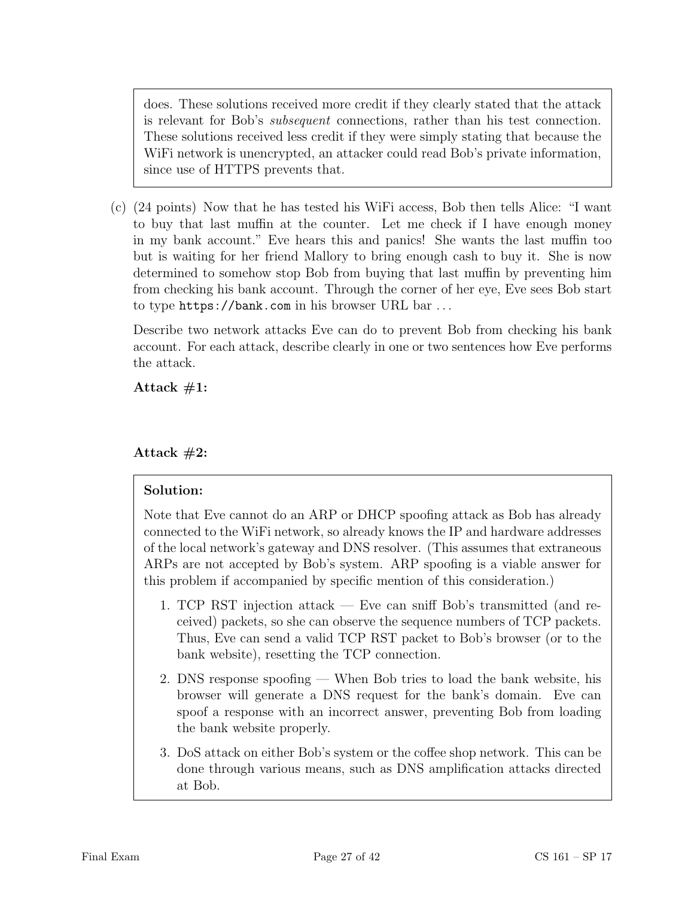does. These solutions received more credit if they clearly stated that the attack is relevant for Bob's *subsequent* connections, rather than his test connection. These solutions received less credit if they were simply stating that because the WiFi network is unencrypted, an attacker could read Bob's private information, since use of HTTPS prevents that.

(c) (24 points) Now that he has tested his WiFi access, Bob then tells Alice: "I want to buy that last muffin at the counter. Let me check if I have enough money in my bank account." Eve hears this and panics! She wants the last muffin too but is waiting for her friend Mallory to bring enough cash to buy it. She is now determined to somehow stop Bob from buying that last muffin by preventing him from checking his bank account. Through the corner of her eye, Eve sees Bob start to type `https://bank.com` in his browser URL bar ...

Describe two network attacks Eve can do to prevent Bob from checking his bank account. For each attack, describe clearly in one or two sentences how Eve performs the attack.

**Attack #1:**

**Attack #2:**

**Solution:**

Note that Eve cannot do an ARP or DHCP spoofing attack as Bob has already connected to the WiFi network, so already knows the IP and hardware addresses of the local network's gateway and DNS resolver. (This assumes that extraneous ARPs are not accepted by Bob's system. ARP spoofing is a viable answer for this problem if accompanied by specific mention of this consideration.)

1. TCP RST injection attack — Eve can sniff Bob's transmitted (and received) packets, so she can observe the sequence numbers of TCP packets. Thus, Eve can send a valid TCP RST packet to Bob's browser (or to the bank website), resetting the TCP connection.
2. DNS response spoofing — When Bob tries to load the bank website, his browser will generate a DNS request for the bank's domain. Eve can spoof a response with an incorrect answer, preventing Bob from loading the bank website properly.
3. DoS attack on either Bob's system or the coffee shop network. This can be done through various means, such as DNS amplification attacks directed at Bob.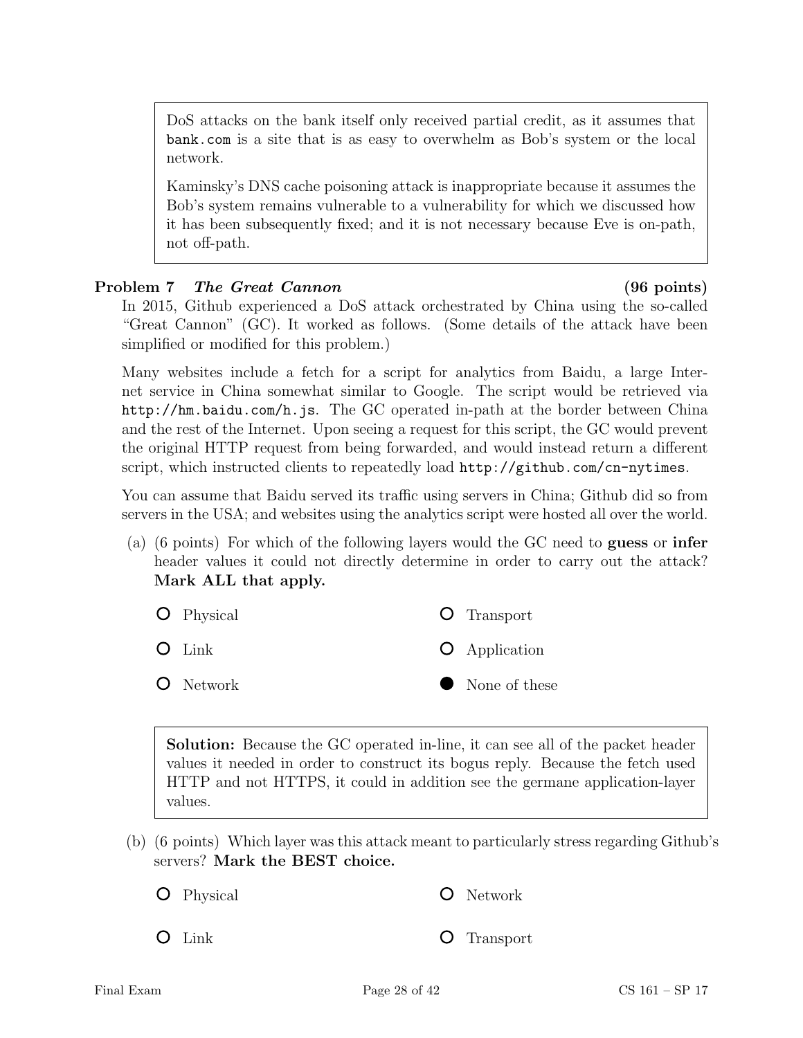DoS attacks on the bank itself only received partial credit, as it assumes that bank.com is a site that is as easy to overwhelm as Bob's system or the local network.

Kaminsky's DNS cache poisoning attack is inappropriate because it assumes the Bob's system remains vulnerable to a vulnerability for which we discussed how it has been subsequently fixed; and it is not necessary because Eve is on-path, not off-path.

**Problem 7** ***The Great Cannon*** **(96 points)**

In 2015, Github experienced a DoS attack orchestrated by China using the so-called "Great Cannon" (GC). It worked as follows. (Some details of the attack have been simplified or modified for this problem.)

Many websites include a fetch for a script for analytics from Baidu, a large Internet service in China somewhat similar to Google. The script would be retrieved via `http://hm.baidu.com/h.js`. The GC operated in-path at the border between China and the rest of the Internet. Upon seeing a request for this script, the GC would prevent the original HTTP request from being forwarded, and would instead return a different script, which instructed clients to repeatedly load `http://github.com/cn-nytimes`.

You can assume that Baidu served its traffic using servers in China; Github did so from servers in the USA; and websites using the analytics script were hosted all over the world.

(a) (6 points) For which of the following layers would the GC need to **guess** or **infer** header values it could not directly determine in order to carry out the attack? **Mark ALL that apply.**

- ○ Physical
- ○ Link
- ○ Network
- ○ Transport
- ○ Application
- ● None of these

**Solution:** Because the GC operated in-line, it can see all of the packet header values it needed in order to construct its bogus reply. Because the fetch used HTTP and not HTTPS, it could in addition see the germane application-layer values.

(b) (6 points) Which layer was this attack meant to particularly stress regarding Github's servers? **Mark the BEST choice.**

- ○ Physical
- ○ Link
- ○ Network
- ○ Transport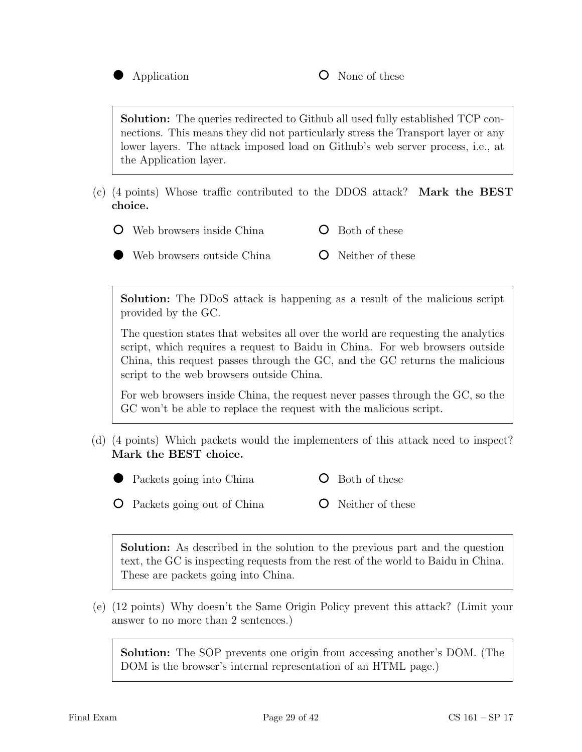- ● Application
- ○ None of these

**Solution:** The queries redirected to Github all used fully established TCP connections. This means they did not particularly stress the Transport layer or any lower layers. The attack imposed load on Github's web server process, i.e., at the Application layer.

(c) (4 points) Whose traffic contributed to the DDOS attack? **Mark the BEST choice.**

- ○ Web browsers inside China
- ● Web browsers outside China
- ○ Both of these
- ○ Neither of these

**Solution:** The DDoS attack is happening as a result of the malicious script provided by the GC.

The question states that websites all over the world are requesting the analytics script, which requires a request to Baidu in China. For web browsers outside China, this request passes through the GC, and the GC returns the malicious script to the web browsers outside China.

For web browsers inside China, the request never passes through the GC, so the GC won't be able to replace the request with the malicious script.

(d) (4 points) Which packets would the implementers of this attack need to inspect? **Mark the BEST choice.**

- ● Packets going into China
- ○ Packets going out of China
- ○ Both of these
- ○ Neither of these

**Solution:** As described in the solution to the previous part and the question text, the GC is inspecting requests from the rest of the world to Baidu in China. These are packets going into China.

(e) (12 points) Why doesn't the Same Origin Policy prevent this attack? (Limit your answer to no more than 2 sentences.)

**Solution:** The SOP prevents one origin from accessing another's DOM. (The DOM is the browser's internal representation of an HTML page.)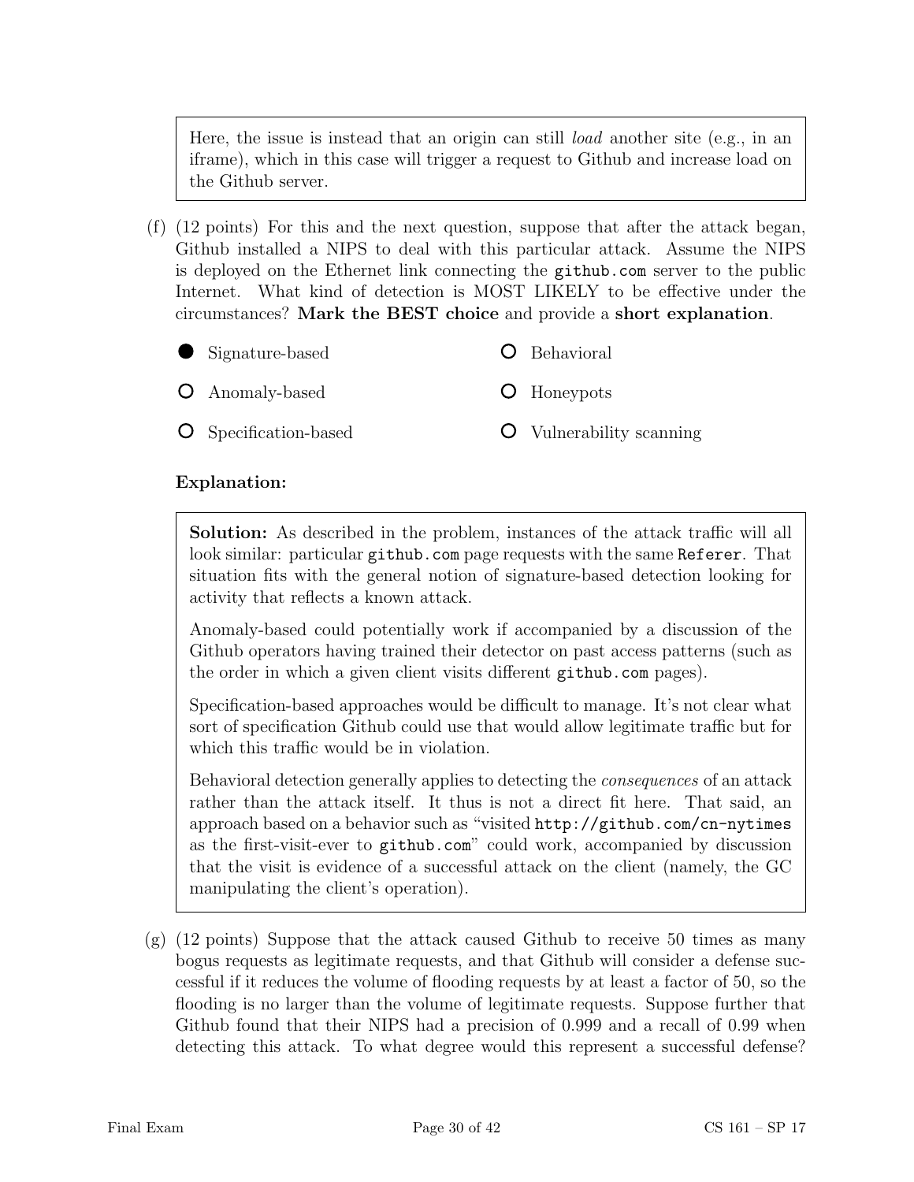Here, the issue is instead that an origin can still *load* another site (e.g., in an iframe), which in this case will trigger a request to Github and increase load on the Github server.

(f) (12 points) For this and the next question, suppose that after the attack began, Github installed a NIPS to deal with this particular attack. Assume the NIPS is deployed on the Ethernet link connecting the `github.com` server to the public Internet. What kind of detection is MOST LIKELY to be effective under the circumstances? **Mark the BEST choice** and provide a **short explanation**.

- ● Signature-based
- ○ Anomaly-based
- ○ Specification-based
- ○ Behavioral
- ○ Honeypots
- ○ Vulnerability scanning

**Explanation:**

**Solution:** As described in the problem, instances of the attack traffic will all look similar: particular `github.com` page requests with the same `Referer`. That situation fits with the general notion of signature-based detection looking for activity that reflects a known attack.

Anomaly-based could potentially work if accompanied by a discussion of the Github operators having trained their detector on past access patterns (such as the order in which a given client visits different `github.com` pages).

Specification-based approaches would be difficult to manage. It's not clear what sort of specification Github could use that would allow legitimate traffic but for which this traffic would be in violation.

Behavioral detection generally applies to detecting the *consequences* of an attack rather than the attack itself. It thus is not a direct fit here. That said, an approach based on a behavior such as "visited `http://github.com/cn-nytimes` as the first-visit-ever to `github.com`" could work, accompanied by discussion that the visit is evidence of a successful attack on the client (namely, the GC manipulating the client's operation).

(g) (12 points) Suppose that the attack caused Github to receive 50 times as many bogus requests as legitimate requests, and that Github will consider a defense successful if it reduces the volume of flooding requests by at least a factor of 50, so the flooding is no larger than the volume of legitimate requests. Suppose further that Github found that their NIPS had a precision of 0.999 and a recall of 0.99 when detecting this attack. To what degree would this represent a successful defense?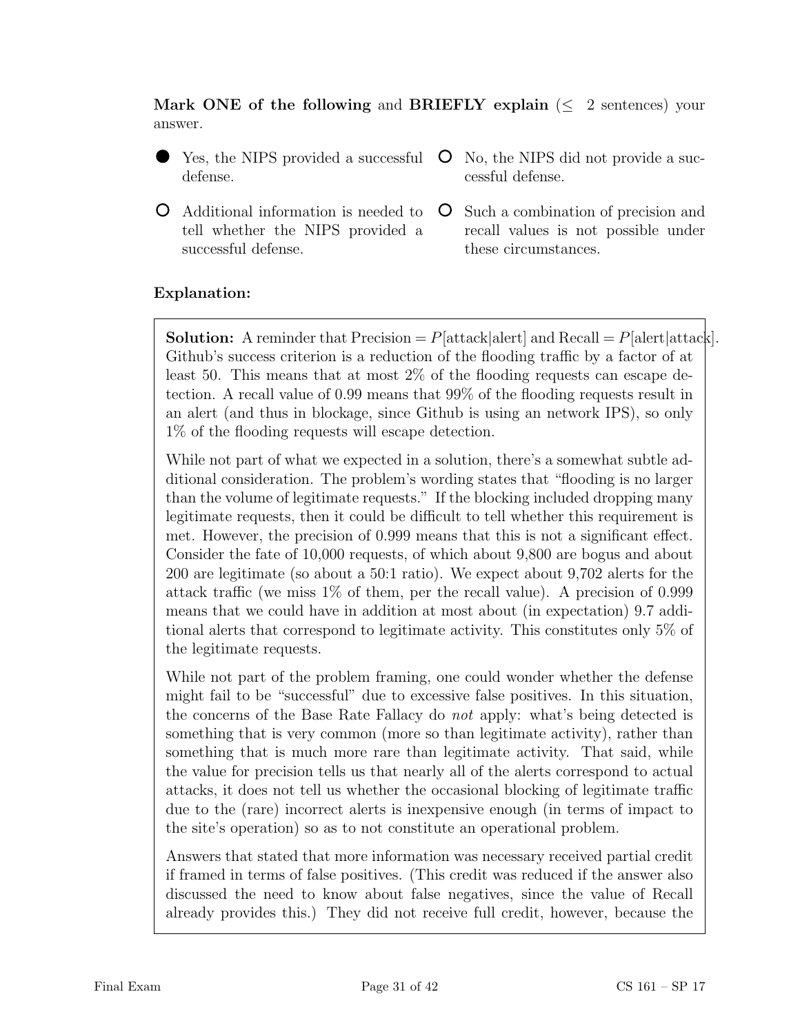**Mark ONE of the following** and **BRIEFLY explain** ($\leq$ 2 sentences) your answer.

- ● Yes, the NIPS provided a successful defense.
- ○ No, the NIPS did not provide a successful defense.
- ○ Additional information is needed to tell whether the NIPS provided a successful defense.
- ○ Such a combination of precision and recall values is not possible under these circumstances.

**Explanation:**

**Solution:** A reminder that Precision $= P[\text{attack}|\text{alert}]$ and Recall $= P[\text{alert}|\text{attack}]$. Github's success criterion is a reduction of the flooding traffic by a factor of at least 50. This means that at most 2% of the flooding requests can escape detection. A recall value of 0.99 means that 99% of the flooding requests result in an alert (and thus in blockage, since Github is using an network IPS), so only 1% of the flooding requests will escape detection.

While not part of what we expected in a solution, there's a somewhat subtle additional consideration. The problem's wording states that "flooding is no larger than the volume of legitimate requests." If the blocking included dropping many legitimate requests, then it could be difficult to tell whether this requirement is met. However, the precision of 0.999 means that this is not a significant effect. Consider the fate of 10,000 requests, of which about 9,800 are bogus and about 200 are legitimate (so about a 50:1 ratio). We expect about 9,702 alerts for the attack traffic (we miss 1% of them, per the recall value). A precision of 0.999 means that we could have in addition at most about (in expectation) 9.7 additional alerts that correspond to legitimate activity. This constitutes only 5% of the legitimate requests.

While not part of the problem framing, one could wonder whether the defense might fail to be "successful" due to excessive false positives. In this situation, the concerns of the Base Rate Fallacy do *not* apply: what's being detected is something that is very common (more so than legitimate activity), rather than something that is much more rare than legitimate activity. That said, while the value for precision tells us that nearly all of the alerts correspond to actual attacks, it does not tell us whether the occasional blocking of legitimate traffic due to the (rare) incorrect alerts is inexpensive enough (in terms of impact to the site's operation) so as to not constitute an operational problem.

Answers that stated that more information was necessary received partial credit if framed in terms of false positives. (This credit was reduced if the answer also discussed the need to know about false negatives, since the value of Recall already provides this.) They did not receive full credit, however, because the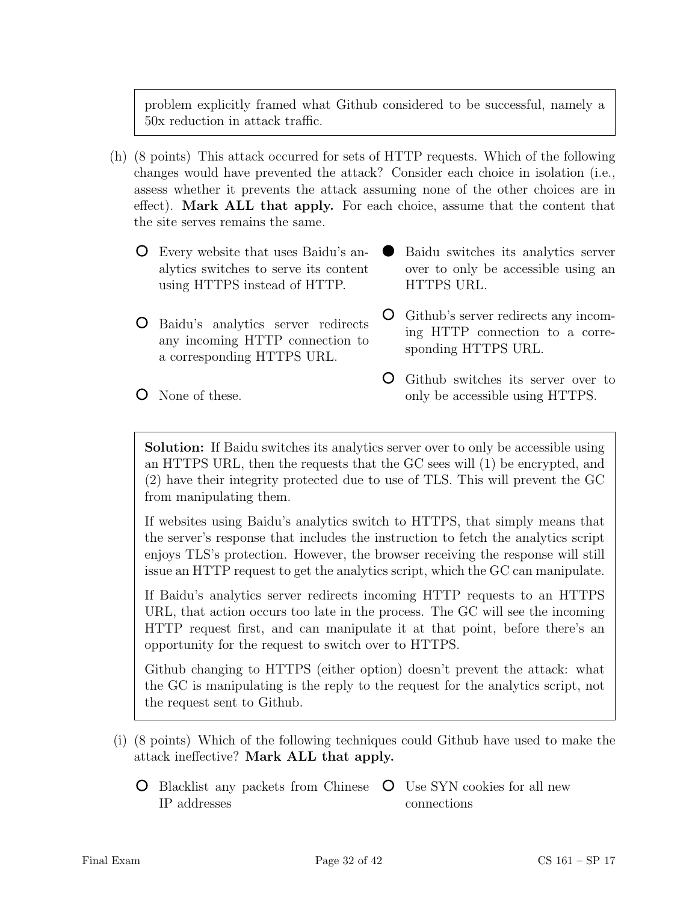problem explicitly framed what Github considered to be successful, namely a 50x reduction in attack traffic.

(h) (8 points) This attack occurred for sets of HTTP requests. Which of the following changes would have prevented the attack? Consider each choice in isolation (i.e., assess whether it prevents the attack assuming none of the other choices are in effect). **Mark ALL that apply.** For each choice, assume that the content that the site serves remains the same.

- ○ Every website that uses Baidu's analytics switches to serve its content using HTTPS instead of HTTP.
- ○ Baidu's analytics server redirects any incoming HTTP connection to a corresponding HTTPS URL.
- ○ None of these.
- ● Baidu switches its analytics server over to only be accessible using an HTTPS URL.
- ○ Github's server redirects any incoming HTTP connection to a corresponding HTTPS URL.
- ○ Github switches its server over to only be accessible using HTTPS.

**Solution:** If Baidu switches its analytics server over to only be accessible using an HTTPS URL, then the requests that the GC sees will (1) be encrypted, and (2) have their integrity protected due to use of TLS. This will prevent the GC from manipulating them.

If websites using Baidu's analytics switch to HTTPS, that simply means that the server's response that includes the instruction to fetch the analytics script enjoys TLS's protection. However, the browser receiving the response will still issue an HTTP request to get the analytics script, which the GC can manipulate.

If Baidu's analytics server redirects incoming HTTP requests to an HTTPS URL, that action occurs too late in the process. The GC will see the incoming HTTP request first, and can manipulate it at that point, before there's an opportunity for the request to switch over to HTTPS.

Github changing to HTTPS (either option) doesn't prevent the attack: what the GC is manipulating is the reply to the request for the analytics script, not the request sent to Github.

(i) (8 points) Which of the following techniques could Github have used to make the attack ineffective? **Mark ALL that apply.**

- ○ Blacklist any packets from Chinese IP addresses
- ○ Use SYN cookies for all new connections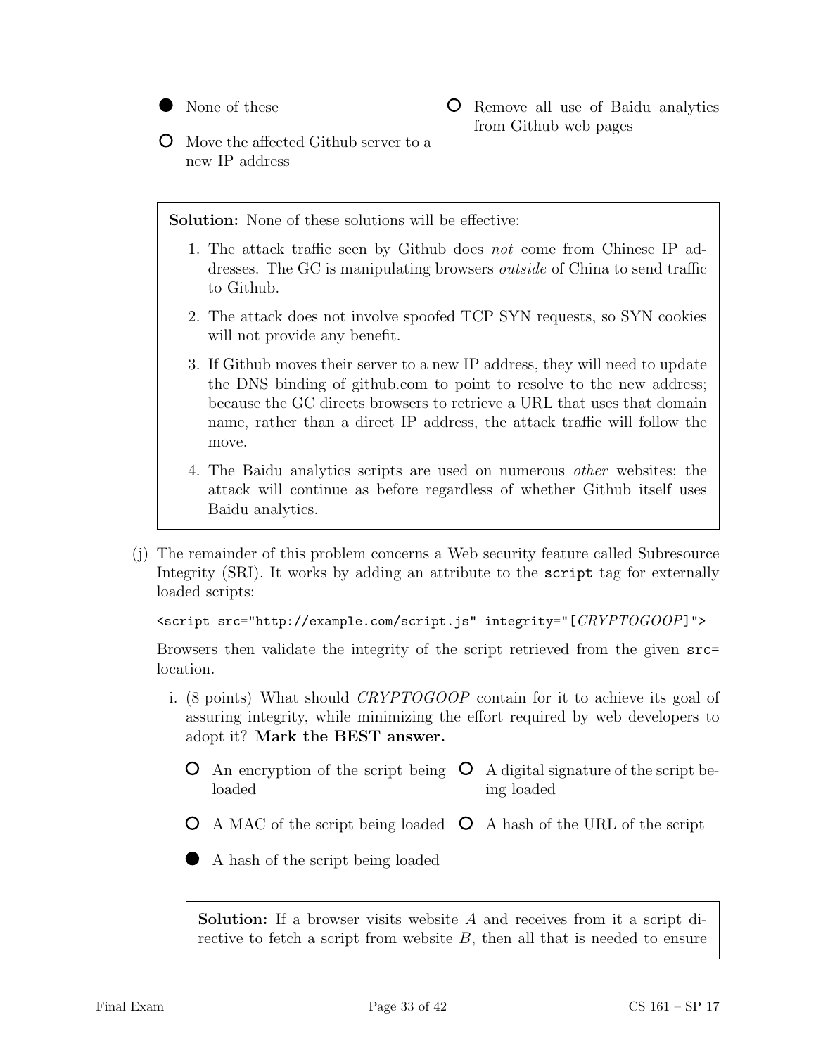- ● None of these
- ○ Move the affected Github server to a new IP address
- ○ Remove all use of Baidu analytics from Github web pages

**Solution:** None of these solutions will be effective:

1. The attack traffic seen by Github does *not* come from Chinese IP addresses. The GC is manipulating browsers *outside* of China to send traffic to Github.
2. The attack does not involve spoofed TCP SYN requests, so SYN cookies will not provide any benefit.
3. If Github moves their server to a new IP address, they will need to update the DNS binding of github.com to point to resolve to the new address; because the GC directs browsers to retrieve a URL that uses that domain name, rather than a direct IP address, the attack traffic will follow the move.
4. The Baidu analytics scripts are used on numerous *other* websites; the attack will continue as before regardless of whether Github itself uses Baidu analytics.

(j) The remainder of this problem concerns a Web security feature called Subresource Integrity (SRI). It works by adding an attribute to the `script` tag for externally loaded scripts:

```
<script src="http://example.com/script.js" integrity="[CRYPTOGOOP]">
```

Browsers then validate the integrity of the script retrieved from the given `src=` location.

i. (8 points) What should *CRYPTOGOOP* contain for it to achieve its goal of assuring integrity, while minimizing the effort required by web developers to adopt it? **Mark the BEST answer.**

- ○ An encryption of the script being loaded
- ○ A digital signature of the script being loaded
- ○ A MAC of the script being loaded
- ○ A hash of the URL of the script
- ● A hash of the script being loaded

**Solution:** If a browser visits website $A$ and receives from it a script directive to fetch a script from website $B$, then all that is needed to ensure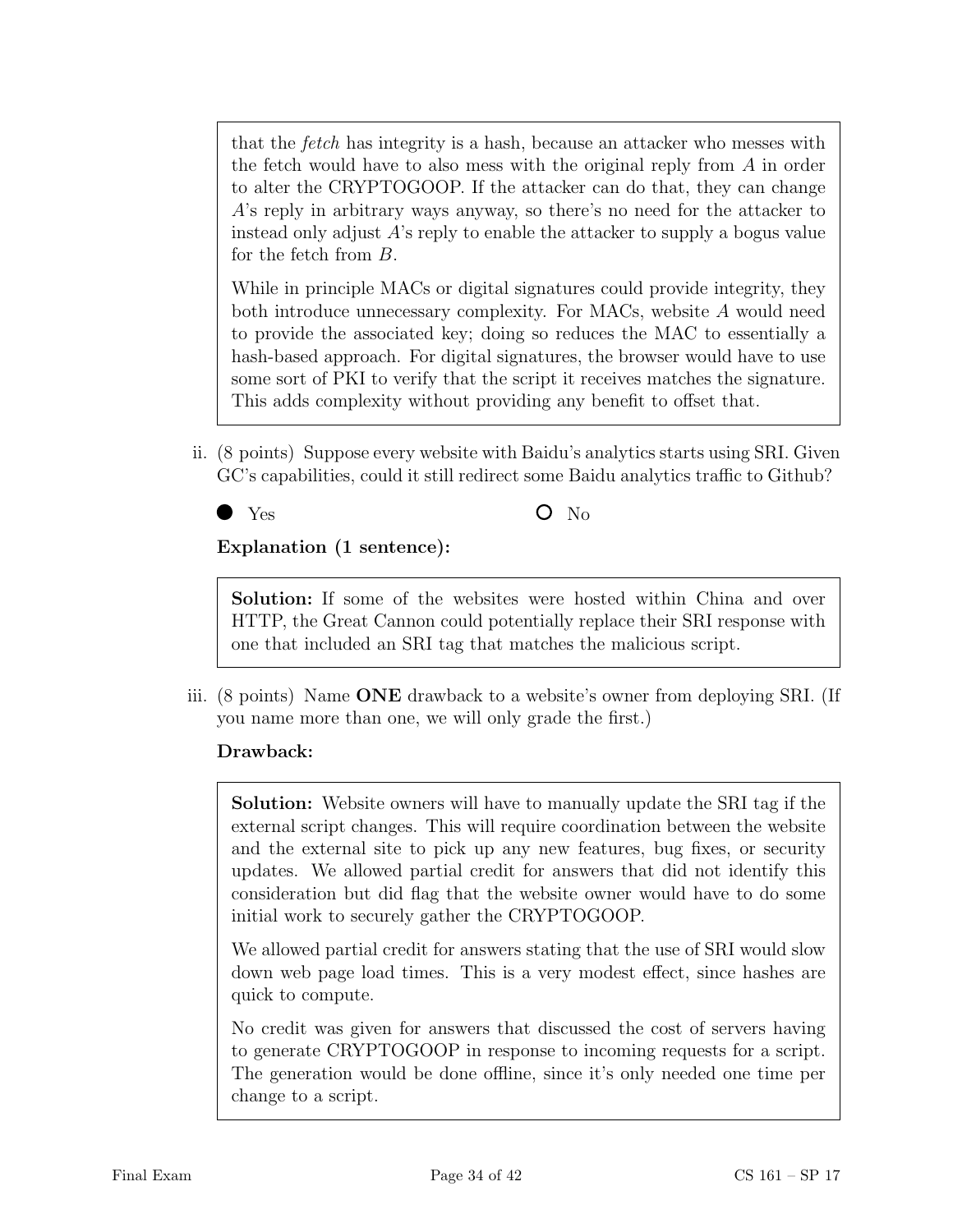that the *fetch* has integrity is a hash, because an attacker who messes with the fetch would have to also mess with the original reply from $A$ in order to alter the CRYPTOGOOP. If the attacker can do that, they can change $A$'s reply in arbitrary ways anyway, so there's no need for the attacker to instead only adjust $A$'s reply to enable the attacker to supply a bogus value for the fetch from $B$.

While in principle MACs or digital signatures could provide integrity, they both introduce unnecessary complexity. For MACs, website $A$ would need to provide the associated key; doing so reduces the MAC to essentially a hash-based approach. For digital signatures, the browser would have to use some sort of PKI to verify that the script it receives matches the signature. This adds complexity without providing any benefit to offset that.

ii. (8 points) Suppose every website with Baidu's analytics starts using SRI. Given GC's capabilities, could it still redirect some Baidu analytics traffic to Github?

● Yes　　　　○ No

**Explanation (1 sentence):**

**Solution:** If some of the websites were hosted within China and over HTTP, the Great Cannon could potentially replace their SRI response with one that included an SRI tag that matches the malicious script.

iii. (8 points) Name **ONE** drawback to a website's owner from deploying SRI. (If you name more than one, we will only grade the first.)

**Drawback:**

**Solution:** Website owners will have to manually update the SRI tag if the external script changes. This will require coordination between the website and the external site to pick up any new features, bug fixes, or security updates. We allowed partial credit for answers that did not identify this consideration but did flag that the website owner would have to do some initial work to securely gather the CRYPTOGOOP.

We allowed partial credit for answers stating that the use of SRI would slow down web page load times. This is a very modest effect, since hashes are quick to compute.

No credit was given for answers that discussed the cost of servers having to generate CRYPTOGOOP in response to incoming requests for a script. The generation would be done offline, since it's only needed one time per change to a script.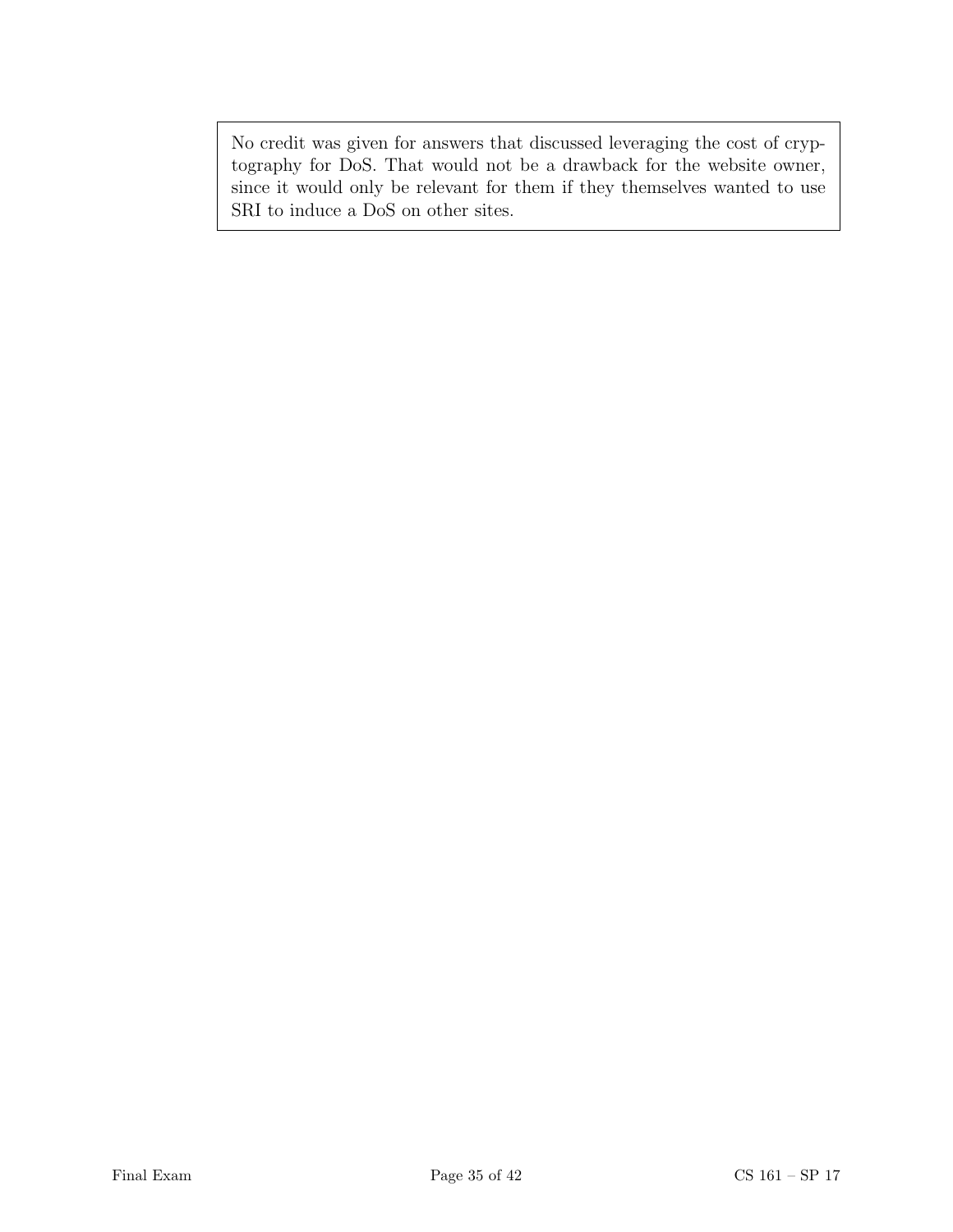No credit was given for answers that discussed leveraging the cost of cryptography for DoS. That would not be a drawback for the website owner, since it would only be relevant for them if they themselves wanted to use SRI to induce a DoS on other sites.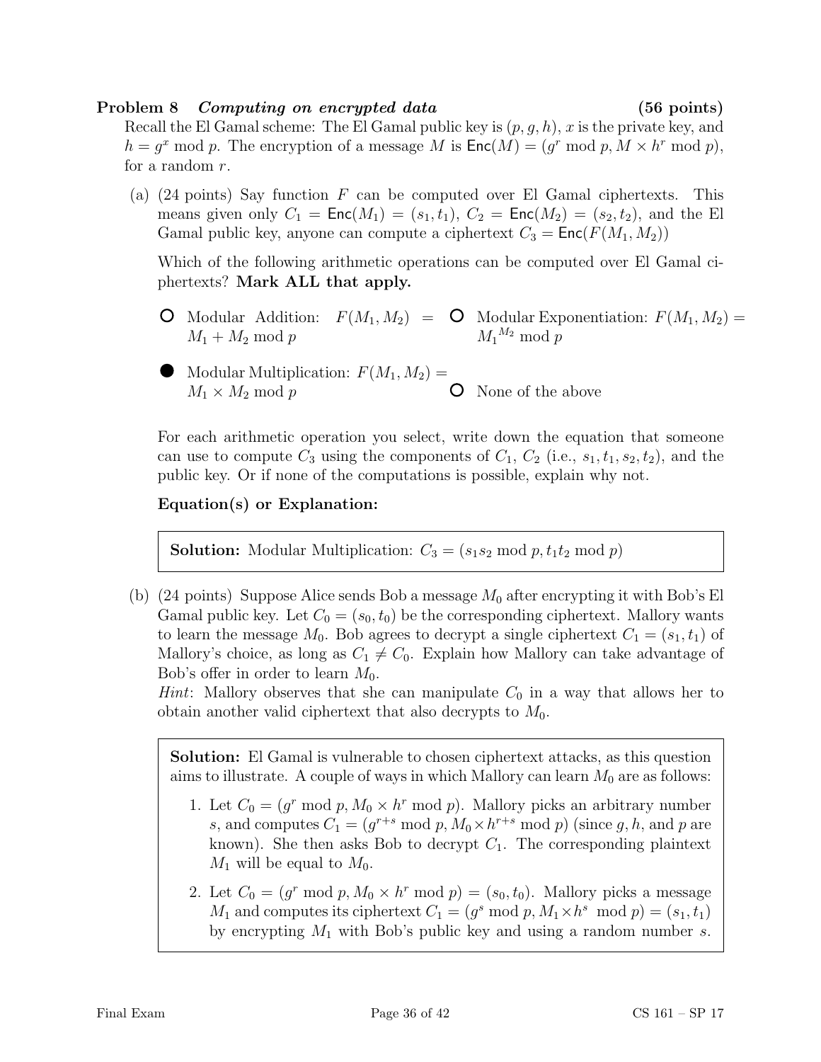**Problem 8** *Computing on encrypted data* **(56 points)**

Recall the El Gamal scheme: The El Gamal public key is $(p, g, h)$, $x$ is the private key, and $h = g^x \bmod p$. The encryption of a message $M$ is $\mathsf{Enc}(M) = (g^r \bmod p, M \times h^r \bmod p)$, for a random $r$.

(a) (24 points) Say function $F$ can be computed over El Gamal ciphertexts. This means given only $C_1 = \mathsf{Enc}(M_1) = (s_1, t_1)$, $C_2 = \mathsf{Enc}(M_2) = (s_2, t_2)$, and the El Gamal public key, anyone can compute a ciphertext $C_3 = \mathsf{Enc}(F(M_1, M_2))$

Which of the following arithmetic operations can be computed over El Gamal ciphertexts? **Mark ALL that apply.**

- ○ Modular Addition: $F(M_1, M_2) = M_1 + M_2 \bmod p$
- ○ Modular Exponentiation: $F(M_1, M_2) = {M_1}^{M_2} \bmod p$
- ● Modular Multiplication: $F(M_1, M_2) = M_1 \times M_2 \bmod p$
- ○ None of the above

For each arithmetic operation you select, write down the equation that someone can use to compute $C_3$ using the components of $C_1$, $C_2$ (i.e., $s_1, t_1, s_2, t_2$), and the public key. Or if none of the computations is possible, explain why not.

**Equation(s) or Explanation:**

**Solution:** Modular Multiplication: $C_3 = (s_1 s_2 \bmod p, t_1 t_2 \bmod p)$

(b) (24 points) Suppose Alice sends Bob a message $M_0$ after encrypting it with Bob's El Gamal public key. Let $C_0 = (s_0, t_0)$ be the corresponding ciphertext. Mallory wants to learn the message $M_0$. Bob agrees to decrypt a single ciphertext $C_1 = (s_1, t_1)$ of Mallory's choice, as long as $C_1 \neq C_0$. Explain how Mallory can take advantage of Bob's offer in order to learn $M_0$.
*Hint*: Mallory observes that she can manipulate $C_0$ in a way that allows her to obtain another valid ciphertext that also decrypts to $M_0$.

**Solution:** El Gamal is vulnerable to chosen ciphertext attacks, as this question aims to illustrate. A couple of ways in which Mallory can learn $M_0$ are as follows:

1. Let $C_0 = (g^r \bmod p, M_0 \times h^r \bmod p)$. Mallory picks an arbitrary number $s$, and computes $C_1 = (g^{r+s} \bmod p, M_0 \times h^{r+s} \bmod p)$ (since $g$, $h$, and $p$ are known). She then asks Bob to decrypt $C_1$. The corresponding plaintext $M_1$ will be equal to $M_0$.
2. Let $C_0 = (g^r \bmod p, M_0 \times h^r \bmod p) = (s_0, t_0)$. Mallory picks a message $M_1$ and computes its ciphertext $C_1 = (g^s \bmod p, M_1 \times h^s \bmod p) = (s_1, t_1)$ by encrypting $M_1$ with Bob's public key and using a random number $s$.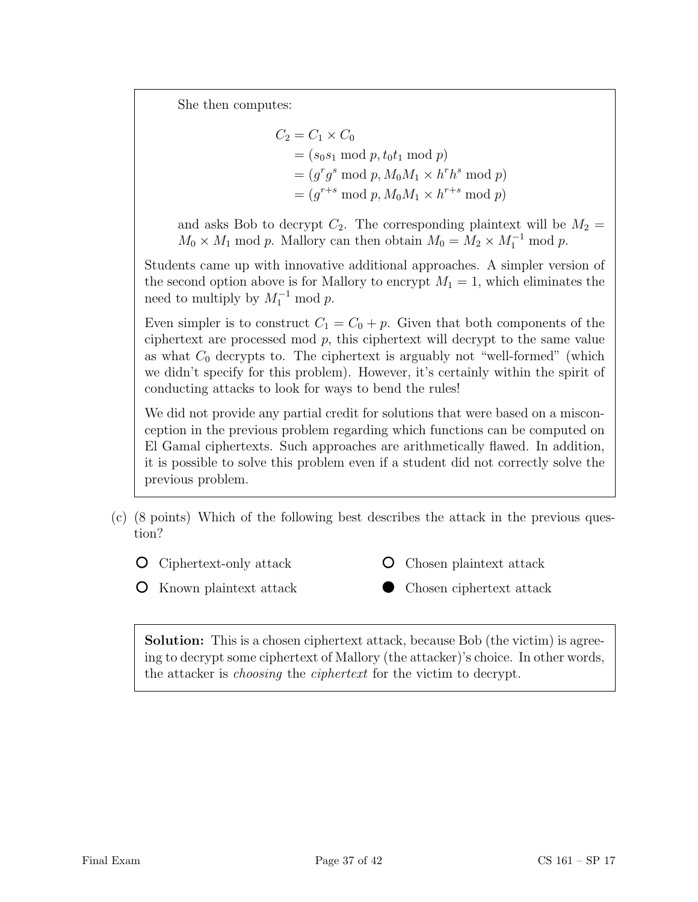She then computes:

$$
\begin{aligned}
C_2 &= C_1 \times C_0 \\
&= (s_0 s_1 \bmod p, t_0 t_1 \bmod p) \\
&= (g^r g^s \bmod p, M_0 M_1 \times h^r h^s \bmod p) \\
&= (g^{r+s} \bmod p, M_0 M_1 \times h^{r+s} \bmod p)
\end{aligned}
$$

and asks Bob to decrypt $C_2$. The corresponding plaintext will be $M_2 = M_0 \times M_1 \bmod p$. Mallory can then obtain $M_0 = M_2 \times M_1^{-1} \bmod p$.

Students came up with innovative additional approaches. A simpler version of the second option above is for Mallory to encrypt $M_1 = 1$, which eliminates the need to multiply by $M_1^{-1} \bmod p$.

Even simpler is to construct $C_1 = C_0 + p$. Given that both components of the ciphertext are processed mod $p$, this ciphertext will decrypt to the same value as what $C_0$ decrypts to. The ciphertext is arguably not "well-formed" (which we didn't specify for this problem). However, it's certainly within the spirit of conducting attacks to look for ways to bend the rules!

We did not provide any partial credit for solutions that were based on a misconception in the previous problem regarding which functions can be computed on El Gamal ciphertexts. Such approaches are arithmetically flawed. In addition, it is possible to solve this problem even if a student did not correctly solve the previous problem.

(c) (8 points) Which of the following best describes the attack in the previous question?

- ○ Ciphertext-only attack
- ○ Known plaintext attack
- ○ Chosen plaintext attack
- ● Chosen ciphertext attack

**Solution:** This is a chosen ciphertext attack, because Bob (the victim) is agreeing to decrypt some ciphertext of Mallory (the attacker)'s choice. In other words, the attacker is *choosing* the *ciphertext* for the victim to decrypt.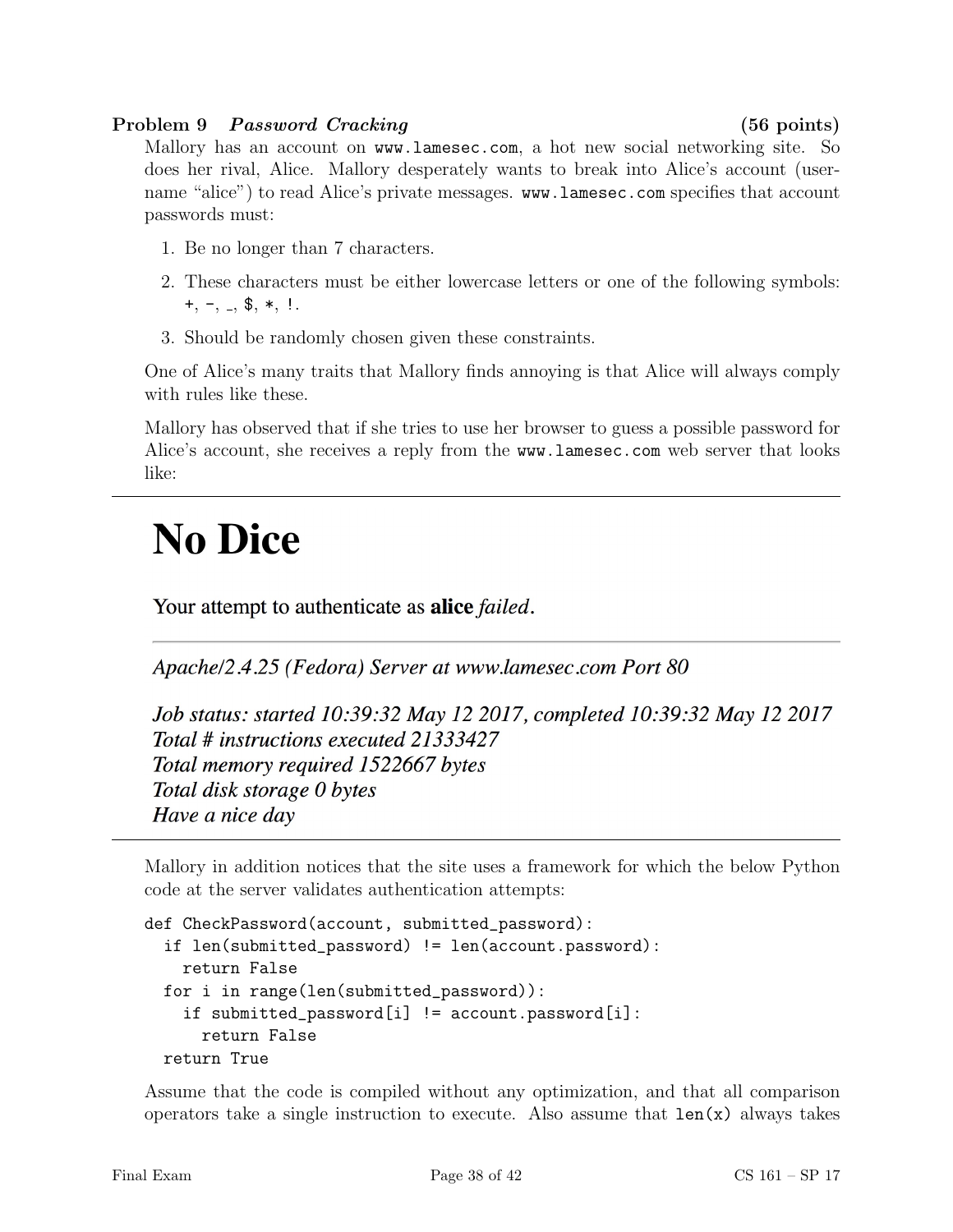**Problem 9** ***Password Cracking*** **(56 points)**

Mallory has an account on www.lamesec.com, a hot new social networking site. So does her rival, Alice. Mallory desperately wants to break into Alice's account (username "alice") to read Alice's private messages. www.lamesec.com specifies that account passwords must:

1. Be no longer than 7 characters.
2. These characters must be either lowercase letters or one of the following symbols: +, -, _, $, *, !.
3. Should be randomly chosen given these constraints.

One of Alice's many traits that Mallory finds annoying is that Alice will always comply with rules like these.

Mallory has observed that if she tries to use her browser to guess a possible password for Alice's account, she receives a reply from the www.lamesec.com web server that looks like:

---

# No Dice

Your attempt to authenticate as **alice** *failed*.

---

*Apache/2.4.25 (Fedora) Server at www.lamesec.com Port 80*

*Job status: started 10:39:32 May 12 2017, completed 10:39:32 May 12 2017*
*Total # instructions executed 21333427*
*Total memory required 1522667 bytes*
*Total disk storage 0 bytes*
*Have a nice day*

---

Mallory in addition notices that the site uses a framework for which the below Python code at the server validates authentication attempts:

```
def CheckPassword(account, submitted_password):
  if len(submitted_password) != len(account.password):
    return False
  for i in range(len(submitted_password)):
    if submitted_password[i] != account.password[i]:
      return False
  return True
```

Assume that the code is compiled without any optimization, and that all comparison operators take a single instruction to execute. Also assume that len(x) always takes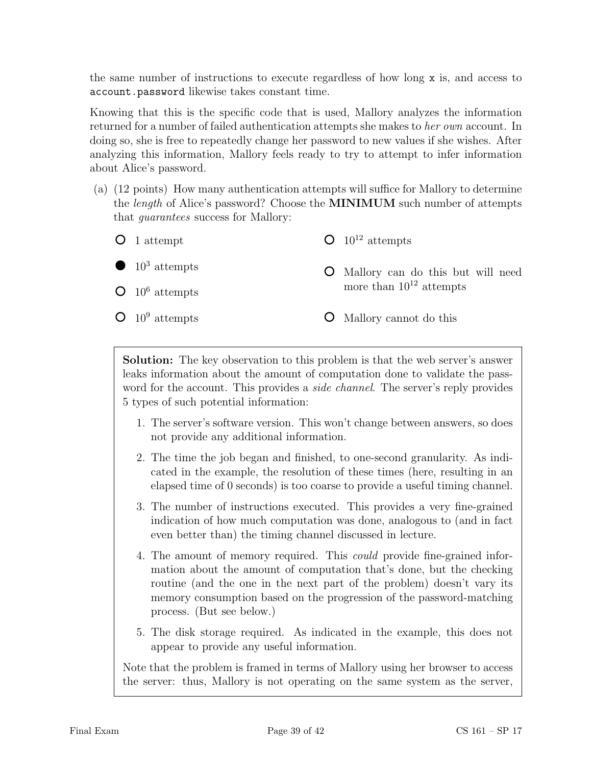the same number of instructions to execute regardless of how long `x` is, and access to `account.password` likewise takes constant time.

Knowing that this is the specific code that is used, Mallory analyzes the information returned for a number of failed authentication attempts she makes to *her own* account. In doing so, she is free to repeatedly change her password to new values if she wishes. After analyzing this information, Mallory feels ready to try to attempt to infer information about Alice's password.

(a) (12 points) How many authentication attempts will suffice for Mallory to determine the *length* of Alice's password? Choose the **MINIMUM** such number of attempts that *guarantees* success for Mallory:

- ○ 1 attempt
- ● $10^3$ attempts
- ○ $10^6$ attempts
- ○ $10^9$ attempts
- ○ $10^{12}$ attempts
- ○ Mallory can do this but will need more than $10^{12}$ attempts
- ○ Mallory cannot do this

**Solution:** The key observation to this problem is that the web server's answer leaks information about the amount of computation done to validate the password for the account. This provides a *side channel*. The server's reply provides 5 types of such potential information:

1. The server's software version. This won't change between answers, so does not provide any additional information.
2. The time the job began and finished, to one-second granularity. As indicated in the example, the resolution of these times (here, resulting in an elapsed time of 0 seconds) is too coarse to provide a useful timing channel.
3. The number of instructions executed. This provides a very fine-grained indication of how much computation was done, analogous to (and in fact even better than) the timing channel discussed in lecture.
4. The amount of memory required. This *could* provide fine-grained information about the amount of computation that's done, but the checking routine (and the one in the next part of the problem) doesn't vary its memory consumption based on the progression of the password-matching process. (But see below.)
5. The disk storage required. As indicated in the example, this does not appear to provide any useful information.

Note that the problem is framed in terms of Mallory using her browser to access the server: thus, Mallory is not operating on the same system as the server,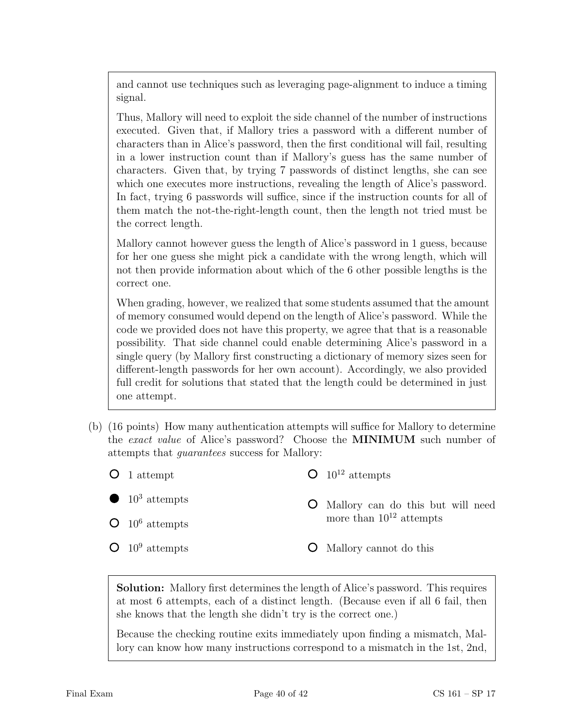and cannot use techniques such as leveraging page-alignment to induce a timing signal.

Thus, Mallory will need to exploit the side channel of the number of instructions executed. Given that, if Mallory tries a password with a different number of characters than in Alice's password, then the first conditional will fail, resulting in a lower instruction count than if Mallory's guess has the same number of characters. Given that, by trying 7 passwords of distinct lengths, she can see which one executes more instructions, revealing the length of Alice's password. In fact, trying 6 passwords will suffice, since if the instruction counts for all of them match the not-the-right-length count, then the length not tried must be the correct length.

Mallory cannot however guess the length of Alice's password in 1 guess, because for her one guess she might pick a candidate with the wrong length, which will not then provide information about which of the 6 other possible lengths is the correct one.

When grading, however, we realized that some students assumed that the amount of memory consumed would depend on the length of Alice's password. While the code we provided does not have this property, we agree that that is a reasonable possibility. That side channel could enable determining Alice's password in a single query (by Mallory first constructing a dictionary of memory sizes seen for different-length passwords for her own account). Accordingly, we also provided full credit for solutions that stated that the length could be determined in just one attempt.

(b) (16 points) How many authentication attempts will suffice for Mallory to determine the *exact value* of Alice's password? Choose the **MINIMUM** such number of attempts that *guarantees* success for Mallory:

- ○ 1 attempt
- ● $10^3$ attempts
- ○ $10^6$ attempts
- ○ $10^9$ attempts
- ○ $10^{12}$ attempts
- ○ Mallory can do this but will need more than $10^{12}$ attempts
- ○ Mallory cannot do this

**Solution:** Mallory first determines the length of Alice's password. This requires at most 6 attempts, each of a distinct length. (Because even if all 6 fail, then she knows that the length she didn't try is the correct one.)

Because the checking routine exits immediately upon finding a mismatch, Mallory can know how many instructions correspond to a mismatch in the 1st, 2nd,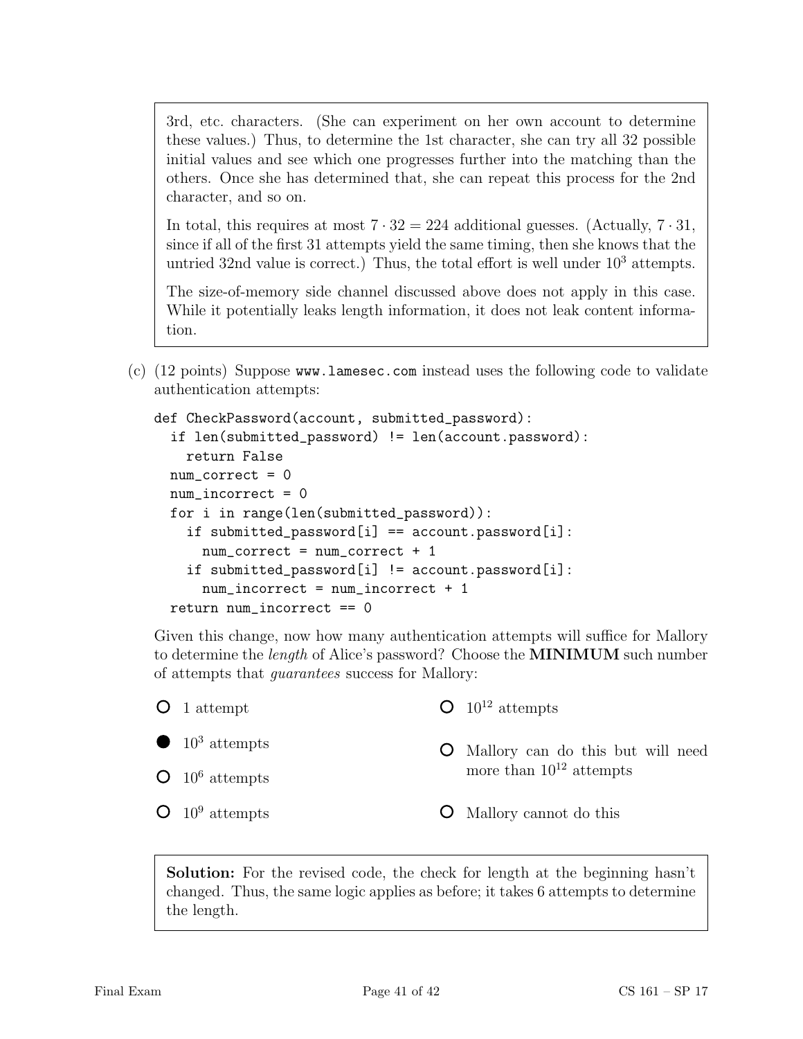3rd, etc. characters. (She can experiment on her own account to determine these values.) Thus, to determine the 1st character, she can try all 32 possible initial values and see which one progresses further into the matching than the others. Once she has determined that, she can repeat this process for the 2nd character, and so on.

In total, this requires at most $7 \cdot 32 = 224$ additional guesses. (Actually, $7 \cdot 31$, since if all of the first 31 attempts yield the same timing, then she knows that the untried 32nd value is correct.) Thus, the total effort is well under $10^3$ attempts.

The size-of-memory side channel discussed above does not apply in this case. While it potentially leaks length information, it does not leak content information.

(c) (12 points) Suppose `www.lamesec.com` instead uses the following code to validate authentication attempts:

```
def CheckPassword(account, submitted_password):
  if len(submitted_password) != len(account.password):
    return False
  num_correct = 0
  num_incorrect = 0
  for i in range(len(submitted_password)):
    if submitted_password[i] == account.password[i]:
      num_correct = num_correct + 1
    if submitted_password[i] != account.password[i]:
      num_incorrect = num_incorrect + 1
  return num_incorrect == 0
```

Given this change, now how many authentication attempts will suffice for Mallory to determine the *length* of Alice's password? Choose the **MINIMUM** such number of attempts that *guarantees* success for Mallory:

- ○ 1 attempt
- ● $10^3$ attempts
- ○ $10^6$ attempts
- ○ $10^9$ attempts
- ○ $10^{12}$ attempts
- ○ Mallory can do this but will need more than $10^{12}$ attempts
- ○ Mallory cannot do this

**Solution:** For the revised code, the check for length at the beginning hasn't changed. Thus, the same logic applies as before; it takes 6 attempts to determine the length.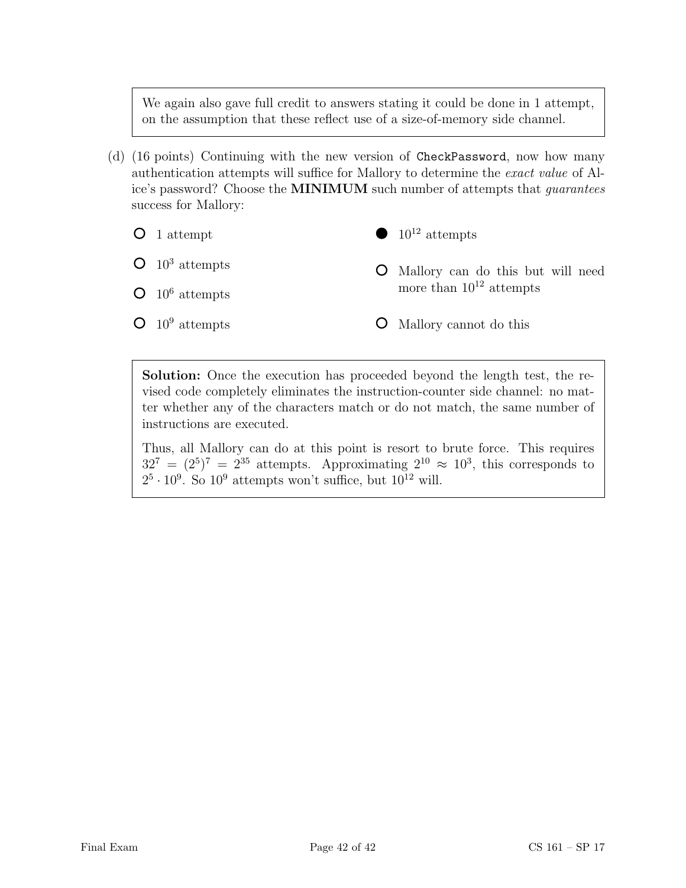> We again also gave full credit to answers stating it could be done in 1 attempt, on the assumption that these reflect use of a size-of-memory side channel.

(d) (16 points) Continuing with the new version of `CheckPassword`, now how many authentication attempts will suffice for Mallory to determine the *exact value* of Alice's password? Choose the **MINIMUM** such number of attempts that *guarantees* success for Mallory:

- ○ 1 attempt
- ○ $10^3$ attempts
- ○ $10^6$ attempts
- ○ $10^9$ attempts
- ● $10^{12}$ attempts
- ○ Mallory can do this but will need more than $10^{12}$ attempts
- ○ Mallory cannot do this

> **Solution:** Once the execution has proceeded beyond the length test, the revised code completely eliminates the instruction-counter side channel: no matter whether any of the characters match or do not match, the same number of instructions are executed.
>
> Thus, all Mallory can do at this point is resort to brute force. This requires $32^7 = (2^5)^7 = 2^{35}$ attempts. Approximating $2^{10} \approx 10^3$, this corresponds to $2^5 \cdot 10^9$. So $10^9$ attempts won't suffice, but $10^{12}$ will.